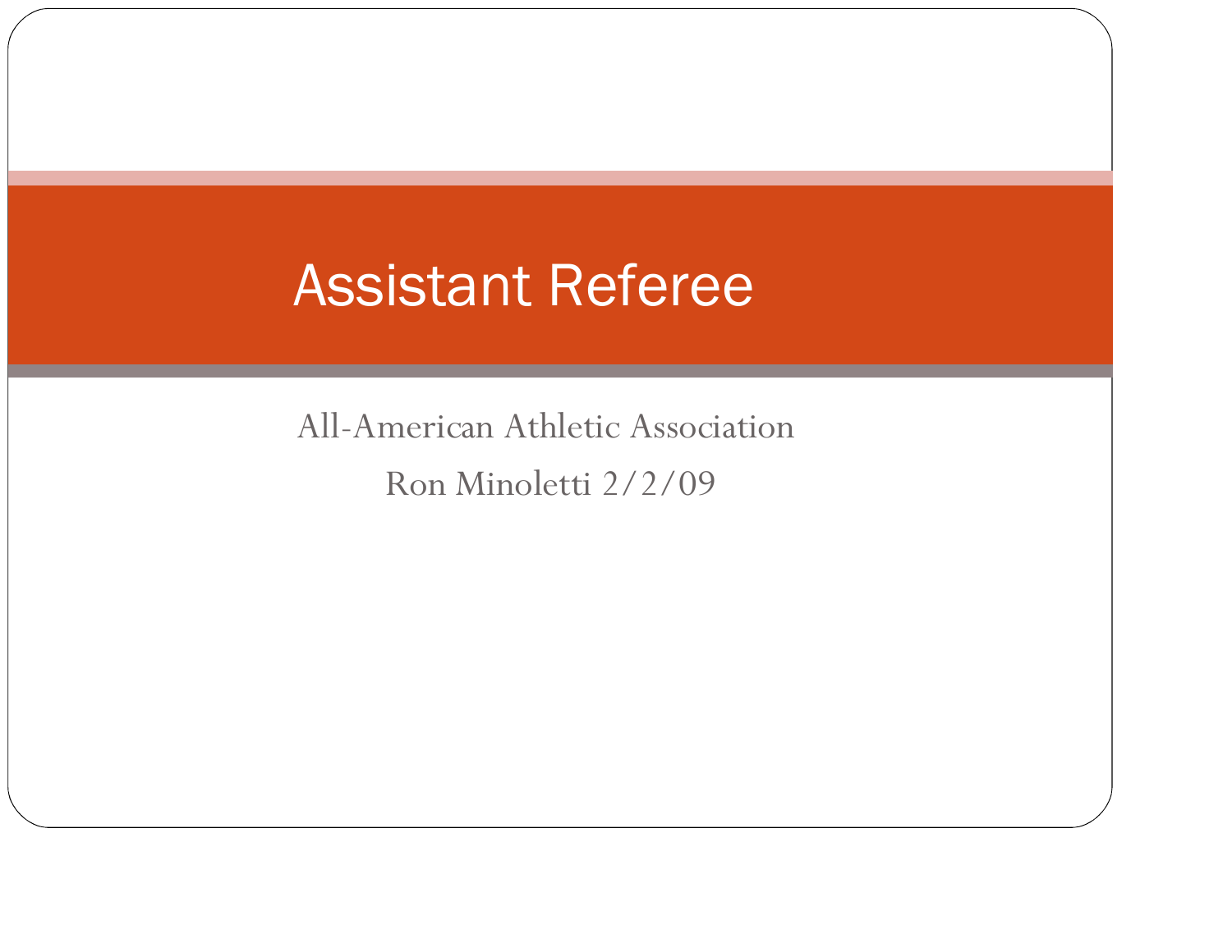# Assistant Referee

All-American Athletic Association

Ron Minoletti 2/2/09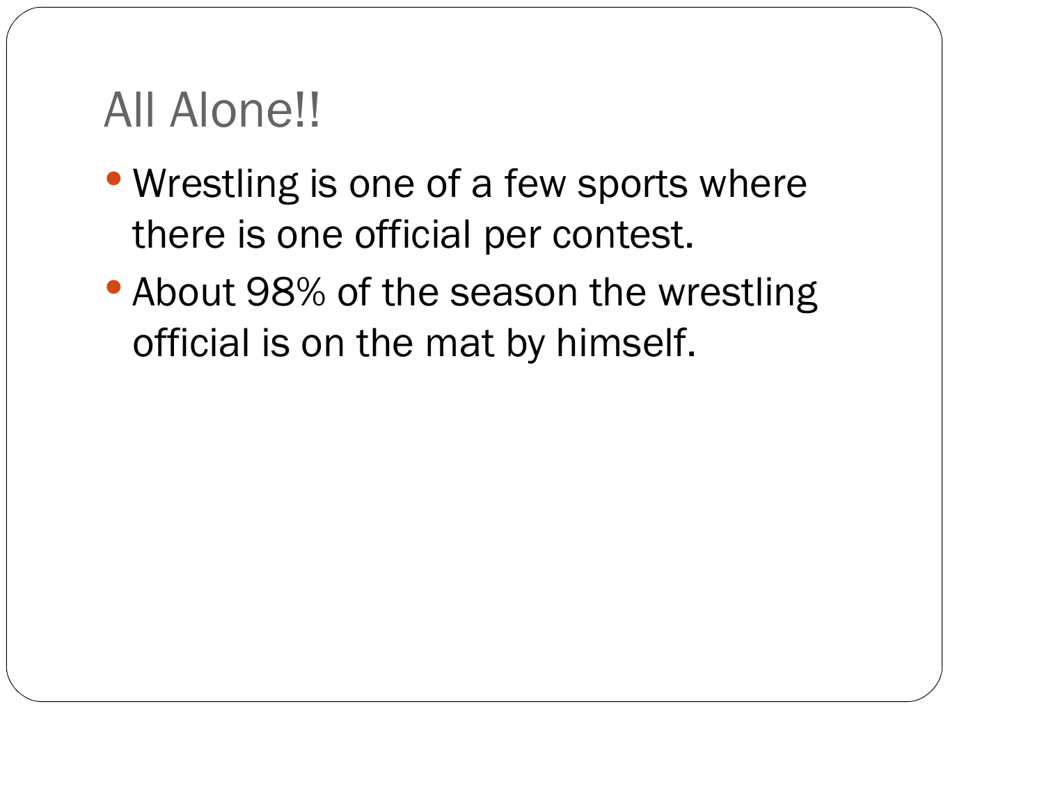# All Alone!!

- Wrestling is one of a few sports where there is one official per contest.
- About 98% of the season the wrestling official is on the mat by himself.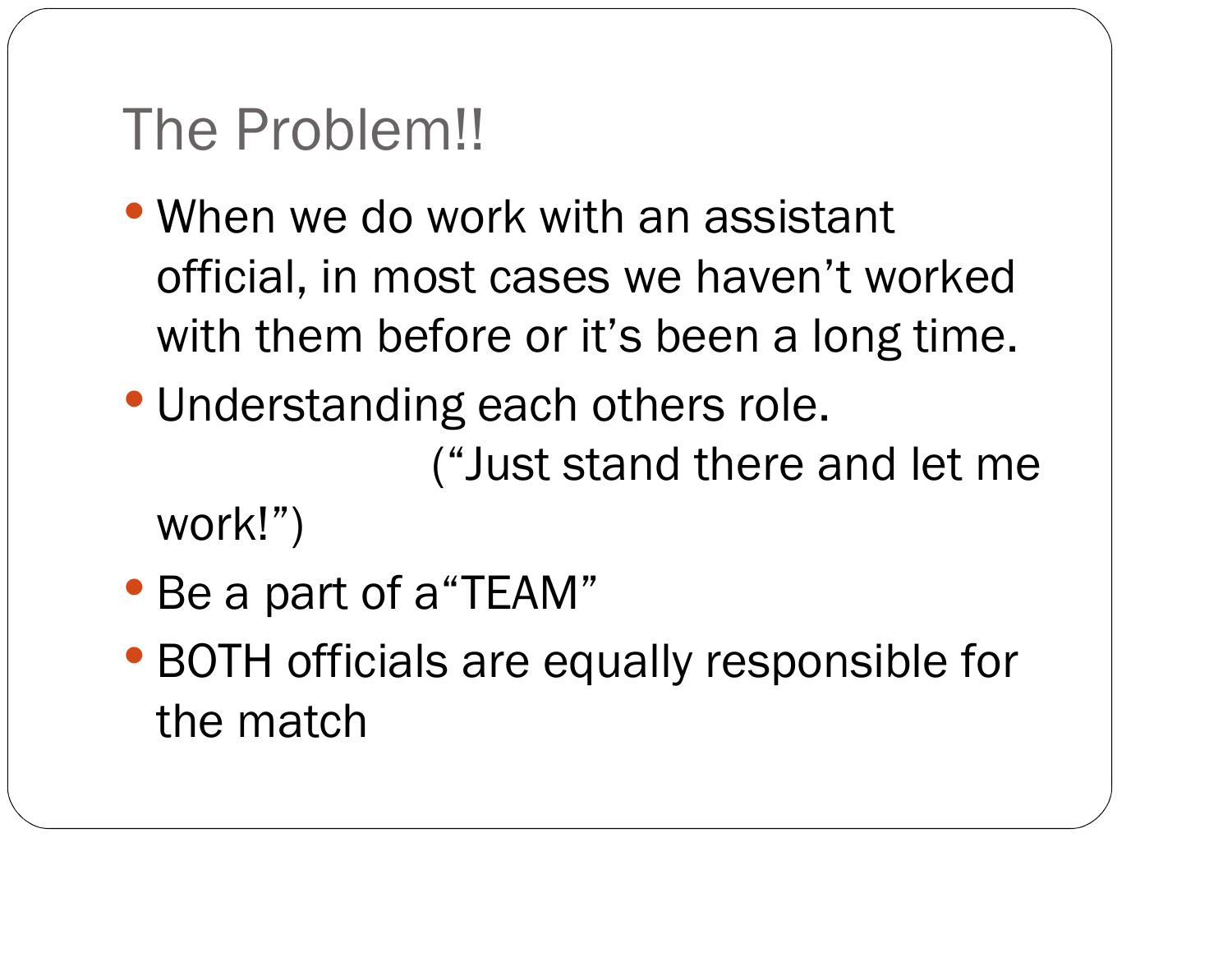# The Problem!!

- When we do work with an assistant official, in most cases we haven't worked with them before or it's been a long time.
- Understanding each others role. ("Just stand there and let me work!")
- Be a part of a"TEAM"
- BOTH officials are equally responsible for the match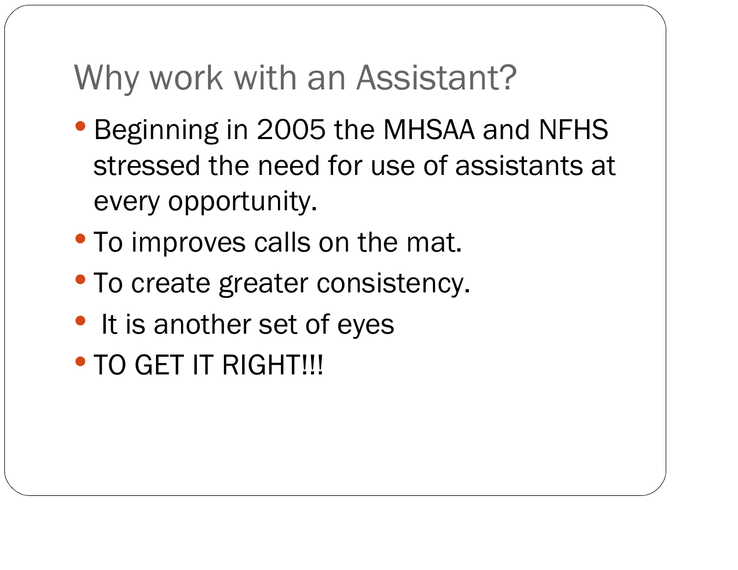# Why work with an Assistant?

- Beginning in 2005 the MHSAA and NFHS stressed the need for use of assistants at every opportunity.
- To improves calls on the mat.
- To create greater consistency.
- It is another set of eyes
- TO GET IT RIGHT!!!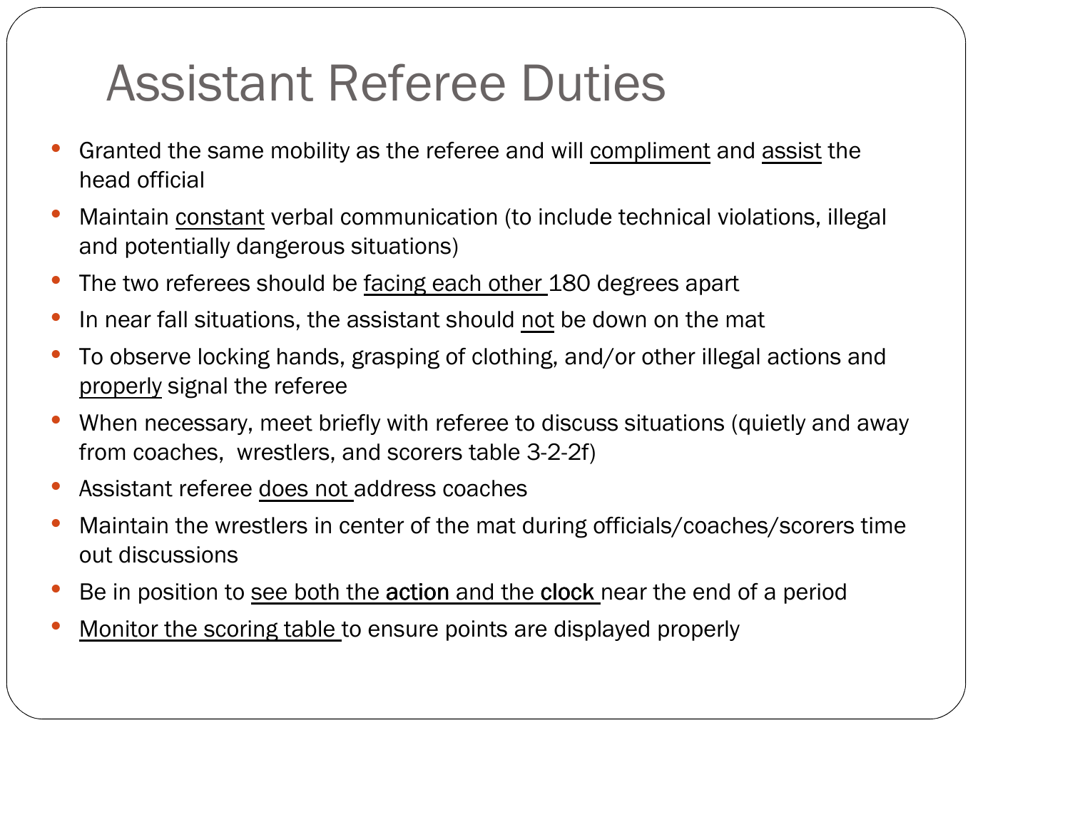# Assistant Referee Duties

- Granted the same mobility as the referee and will <u>compliment</u> and <u>assist</u> the head official
- Maintain <u>constant</u> verbal communication (to include technical violations, illegal and potentially dangerous situations)
- The two referees should be <u>facing each other</u> 180 degrees apart
- In near fall situations, the assistant should <u>not</u> be down on the mat
- To observe locking hands, grasping of clothing, and/or other illegal actions and <u>properly</u> signal the referee
- When necessary, meet briefly with referee to discuss situations (quietly and away from coaches, wrestlers, and scorers table 3-2-2f)
- Assistant referee <u>does not</u> address coaches
- Maintain the wrestlers in center of the mat during officials/coaches/scorers time out discussions
- Be in position to <u>see both the action and the clock</u> near the end of a period
- <u>Monitor the scoring table</u> to ensure points are displayed properly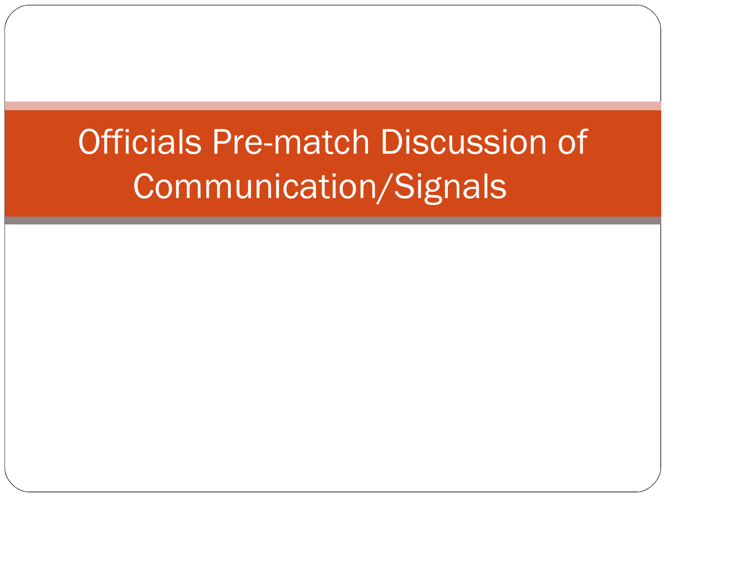# Officials Pre-match Discussion of Communication/Signals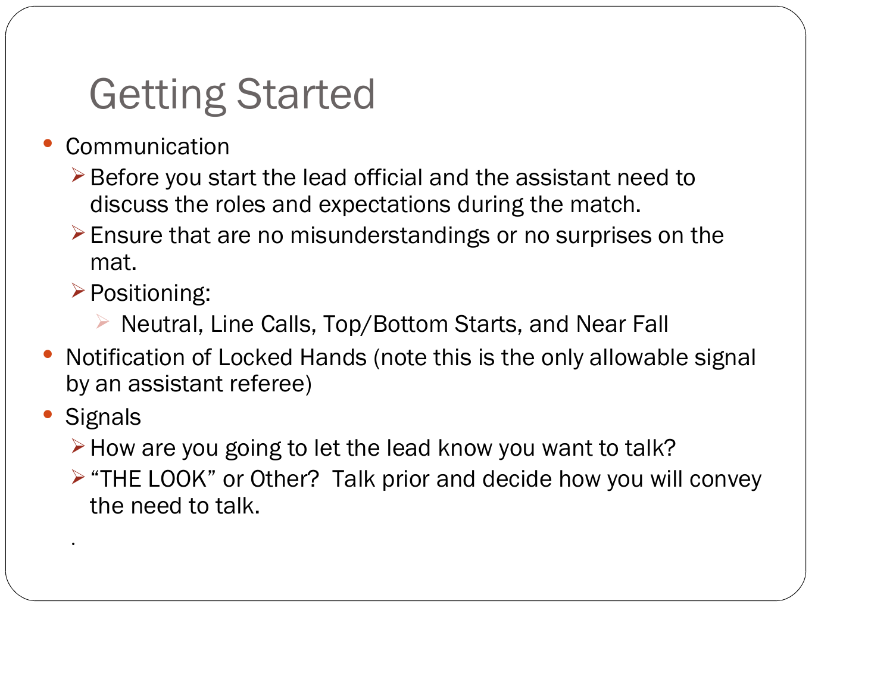# Getting Started

- Communication
  - Before you start the lead official and the assistant need to discuss the roles and expectations during the match.
  - Ensure that are no misunderstandings or no surprises on the mat.
  - Positioning:
    - Neutral, Line Calls, Top/Bottom Starts, and Near Fall
- Notification of Locked Hands (note this is the only allowable signal by an assistant referee)
- Signals
  - How are you going to let the lead know you want to talk?
  - "THE LOOK" or Other? Talk prior and decide how you will convey the need to talk.

.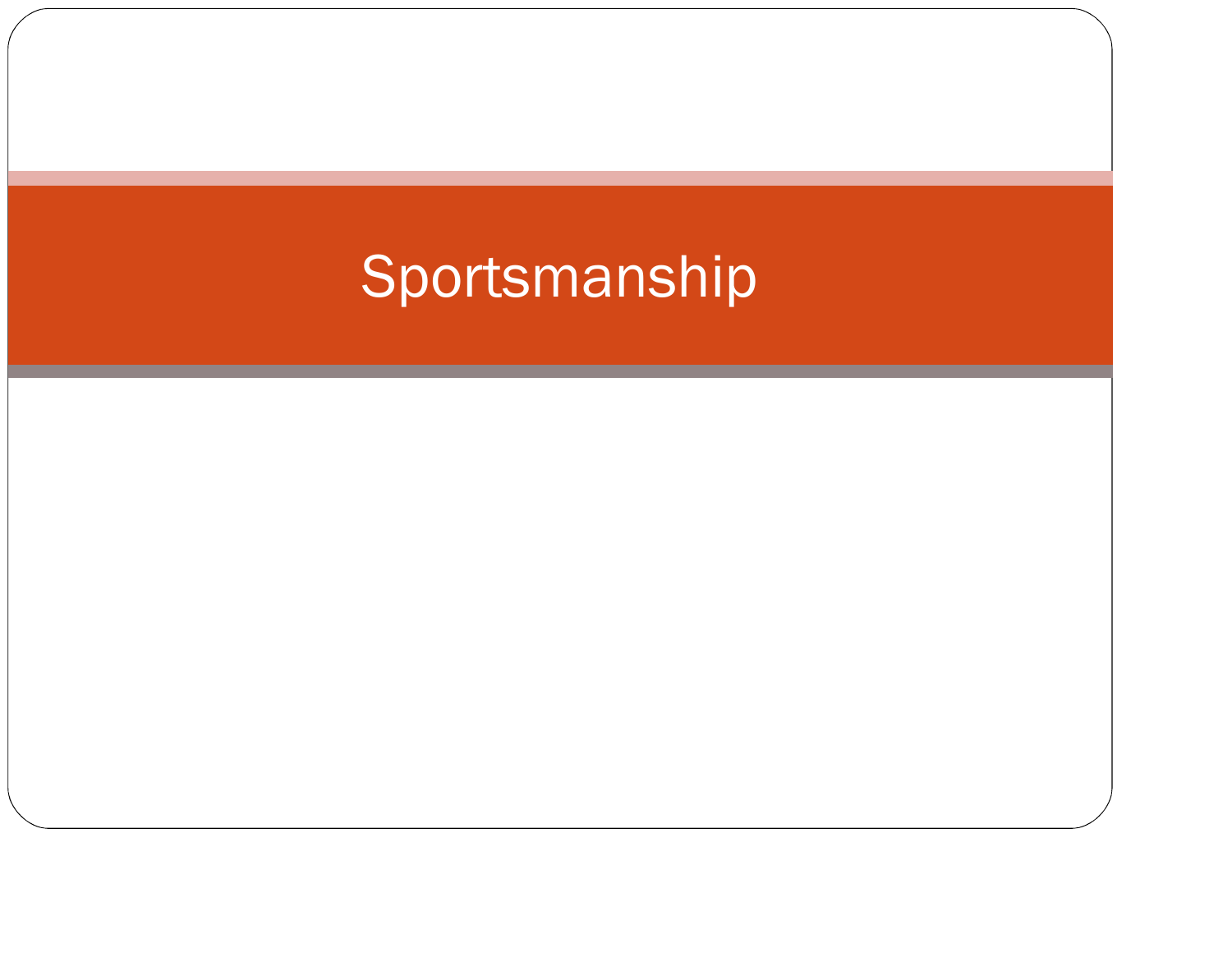# Sportsmanship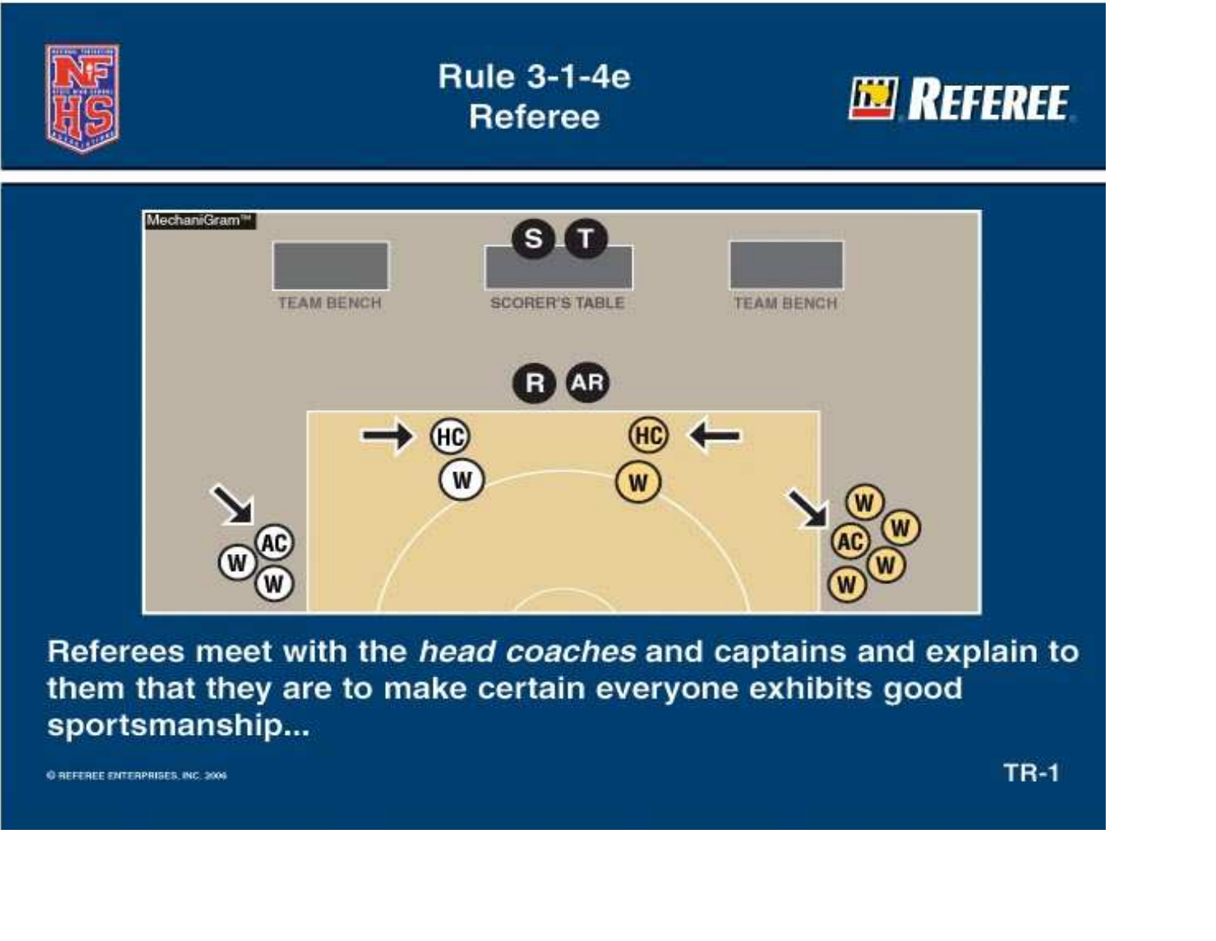# Rule 3-1-4e
## Referee

MechaniGram™

S T

TEAM BENCH | SCORER'S TABLE | TEAM BENCH

R AR

HC HC

W W

AC W W

W AC W W W

Referees meet with the *head coaches* and captains and explain to them that they are to make certain everyone exhibits good sportsmanship...

© REFEREE ENTERPRISES, INC. 2006

TR-1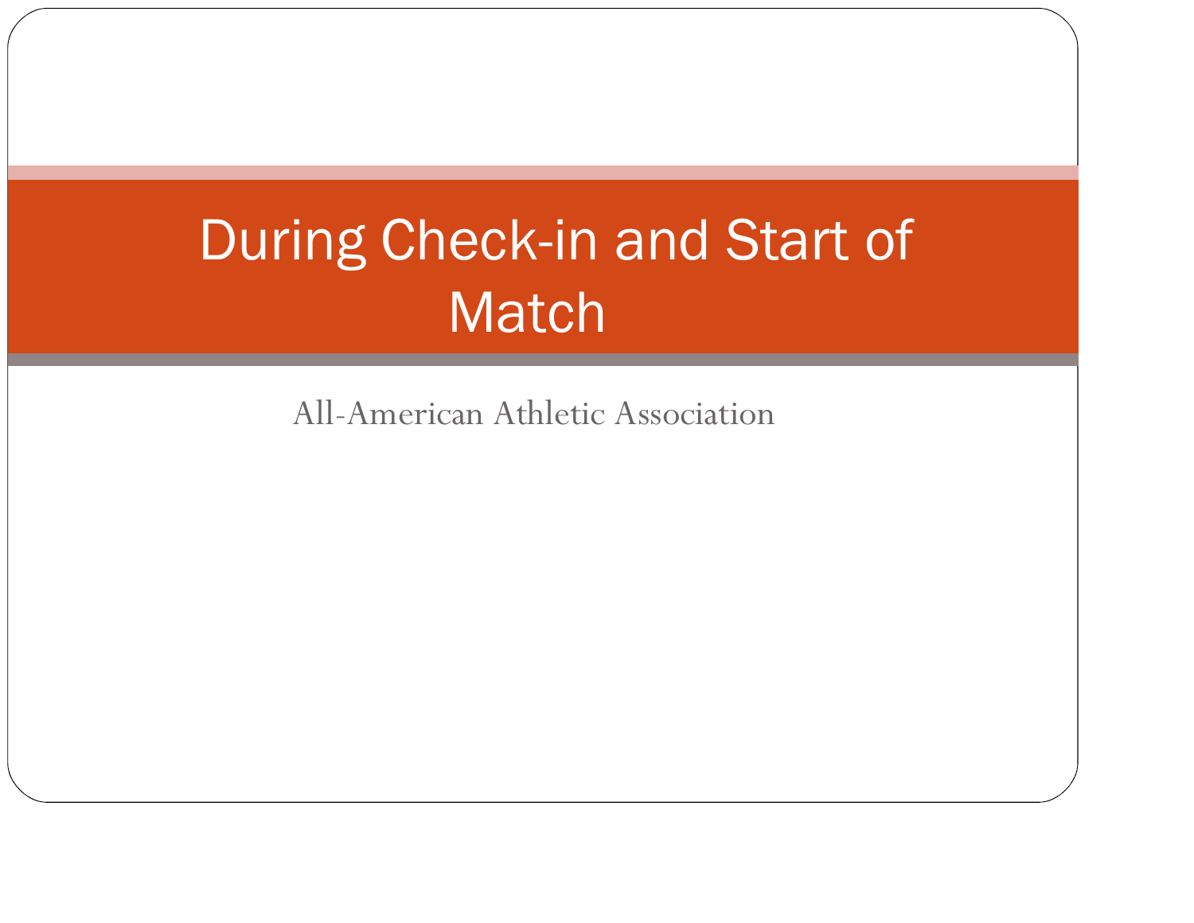# During Check-in and Start of Match

All-American Athletic Association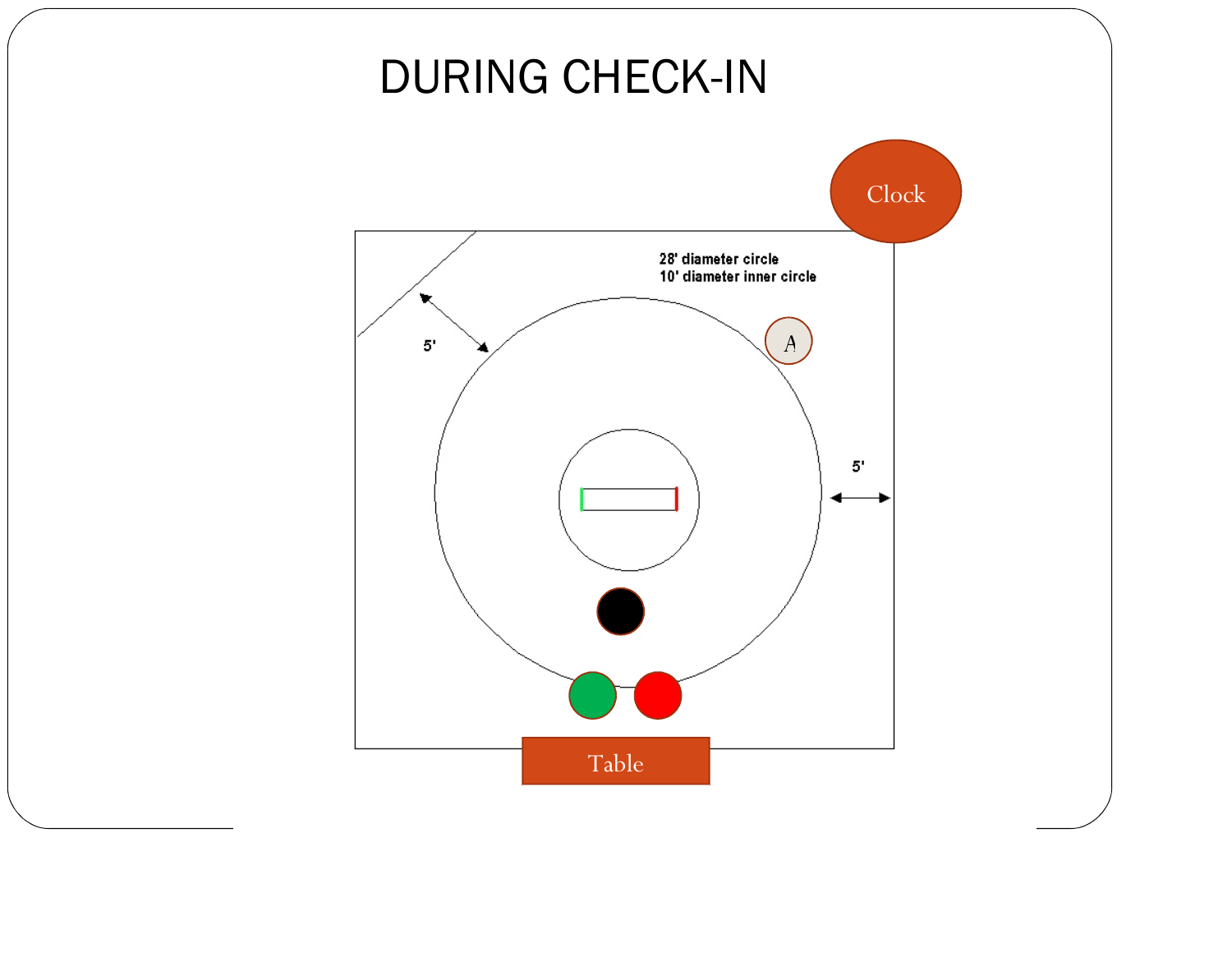# DURING CHECK-IN

Clock

28' diameter circle
10' diameter inner circle

5'

5'

A

Table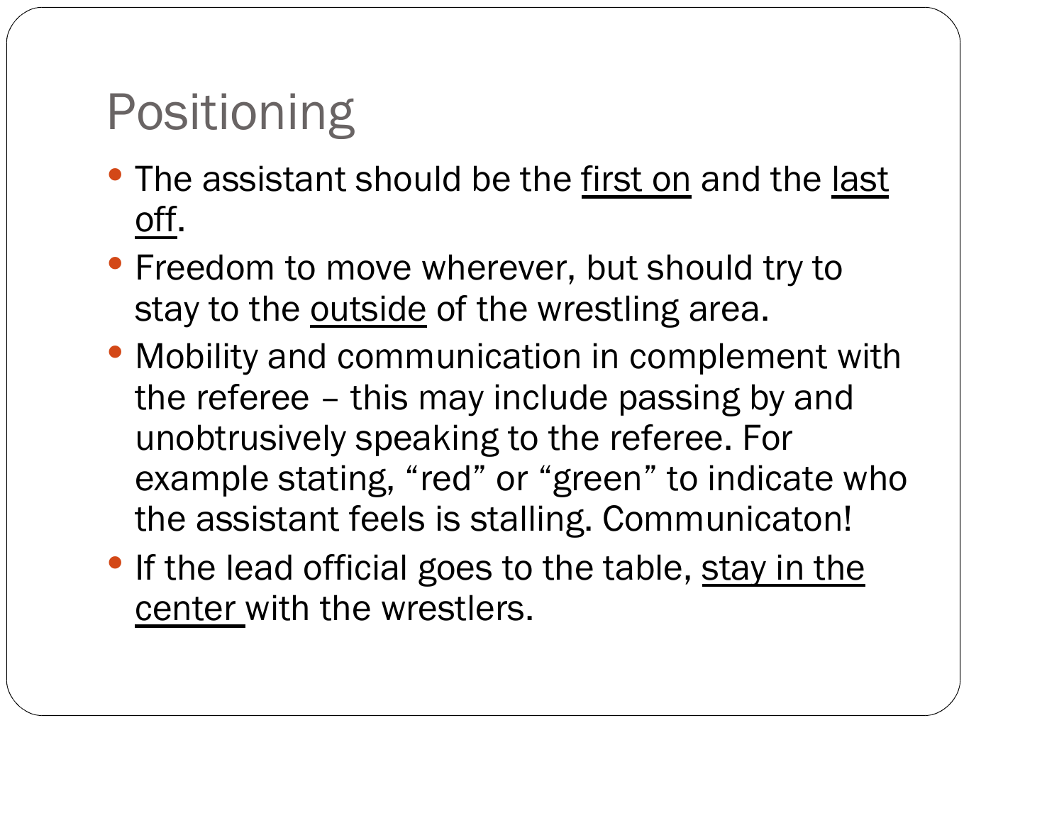# Positioning

- The assistant should be the <u>first on</u> and the <u>last off</u>.
- Freedom to move wherever, but should try to stay to the <u>outside</u> of the wrestling area.
- Mobility and communication in complement with the referee – this may include passing by and unobtrusively speaking to the referee. For example stating, "red" or "green" to indicate who the assistant feels is stalling. Communicaton!
- If the lead official goes to the table, <u>stay in the center</u> with the wrestlers.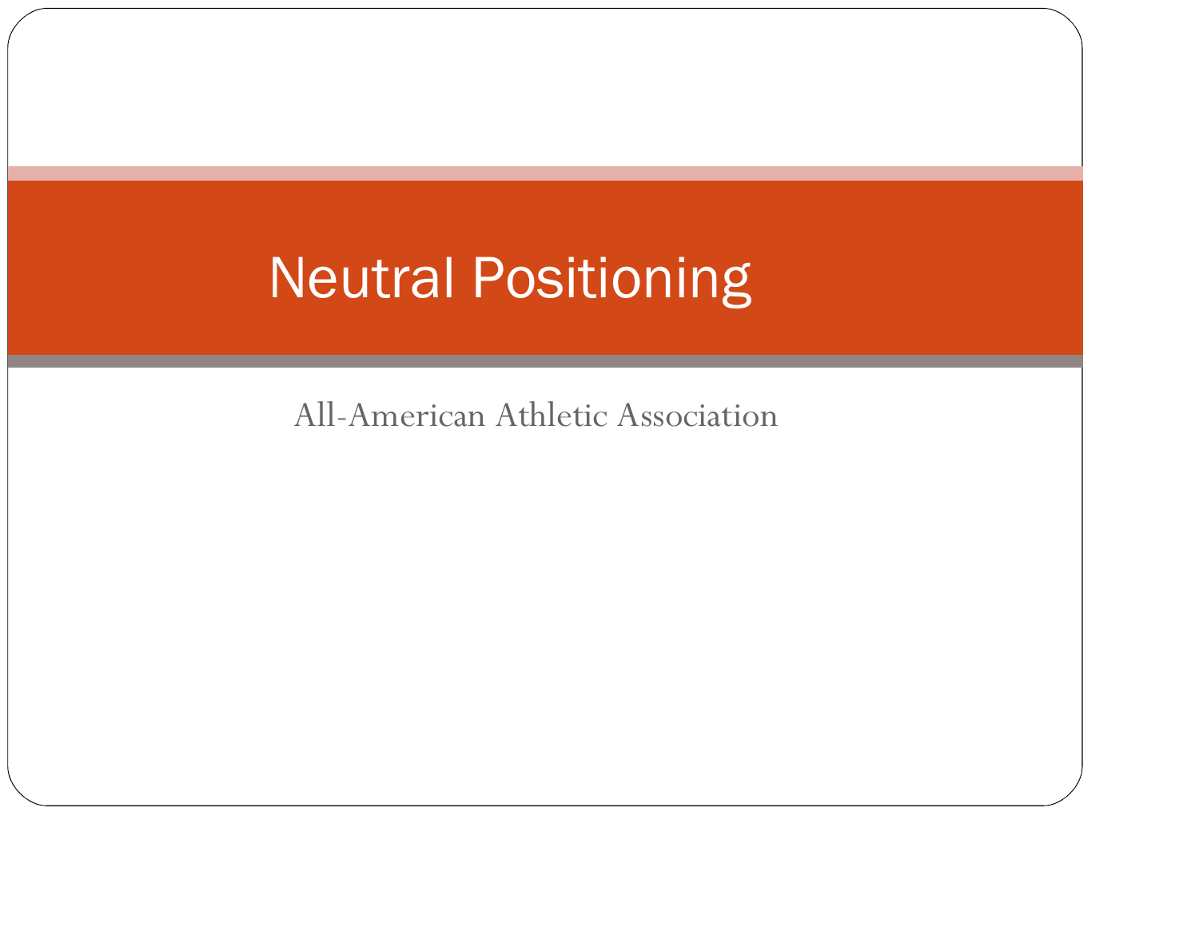# Neutral Positioning

All-American Athletic Association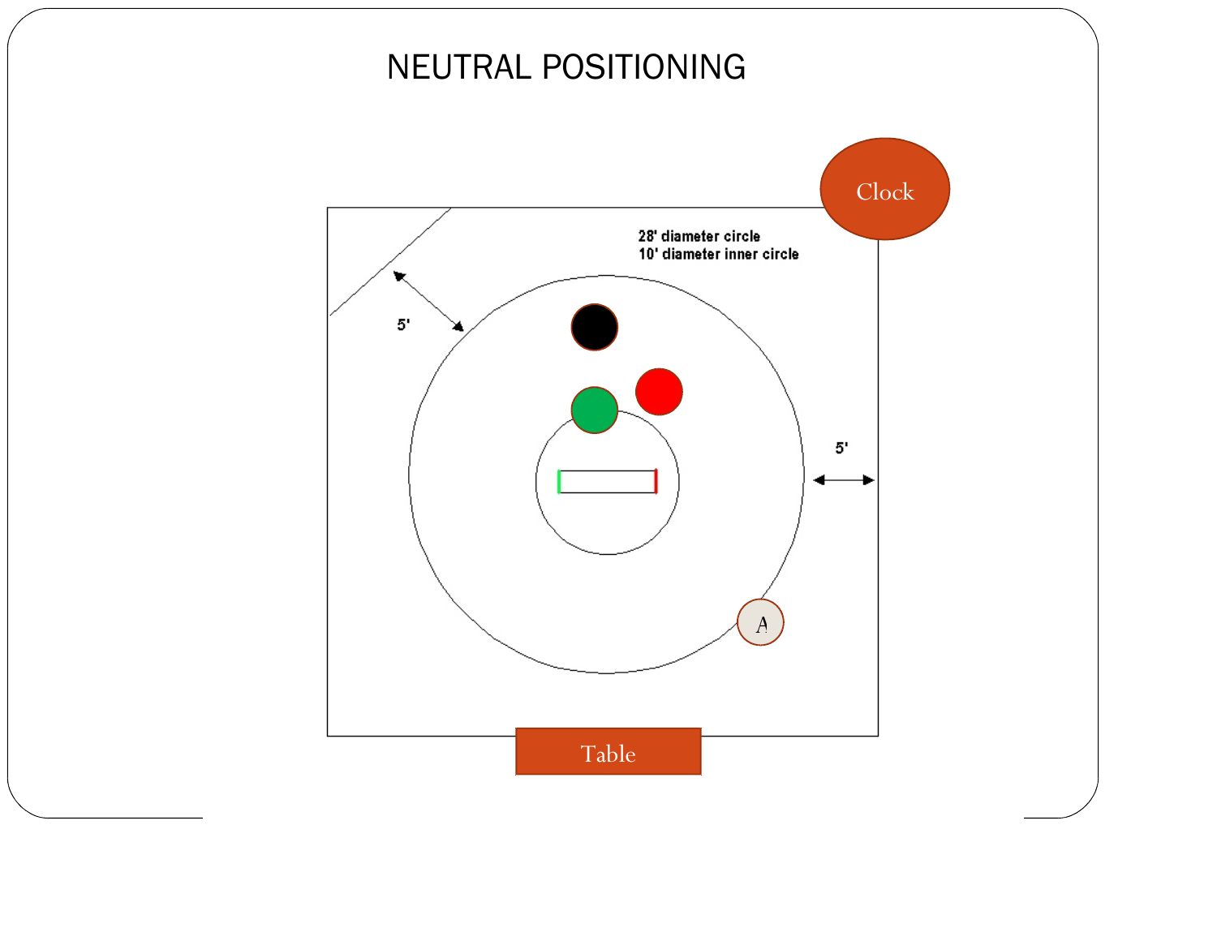# NEUTRAL POSITIONING

Clock

28' diameter circle
10' diameter inner circle

5'

5'

A

Table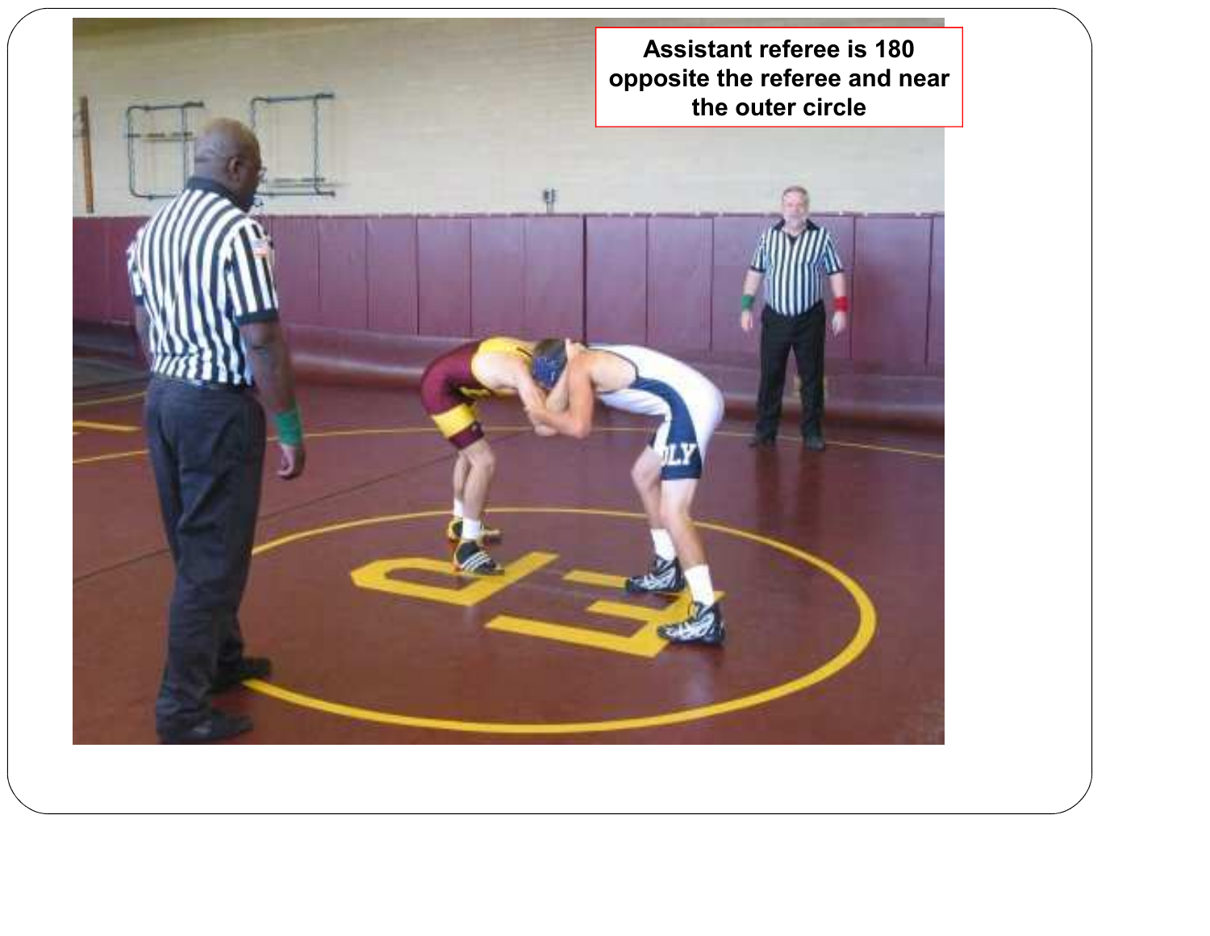Assistant referee is 180 opposite the referee and near the outer circle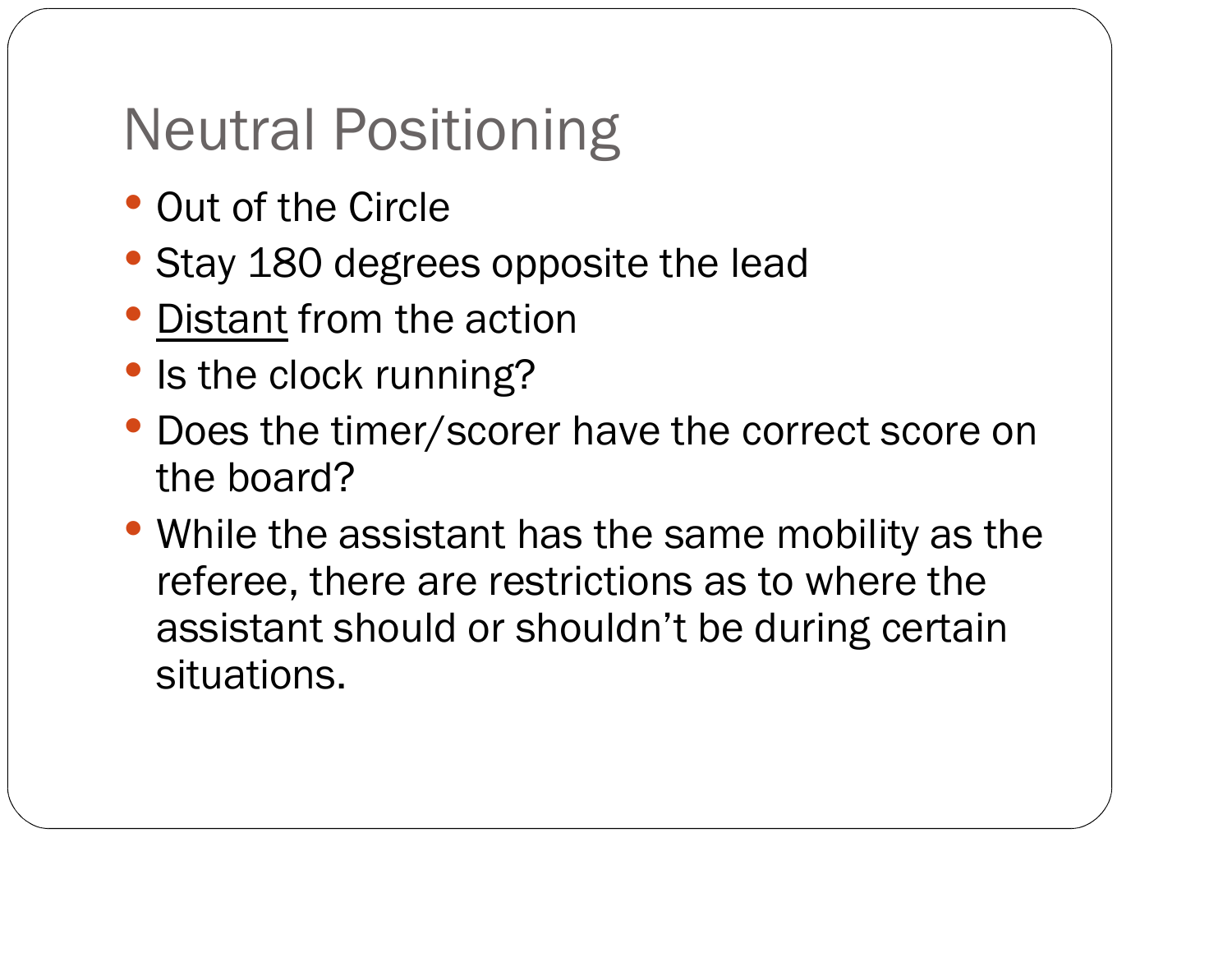# Neutral Positioning

- Out of the Circle
- Stay 180 degrees opposite the lead
- <u>Distant</u> from the action
- Is the clock running?
- Does the timer/scorer have the correct score on the board?
- While the assistant has the same mobility as the referee, there are restrictions as to where the assistant should or shouldn't be during certain situations.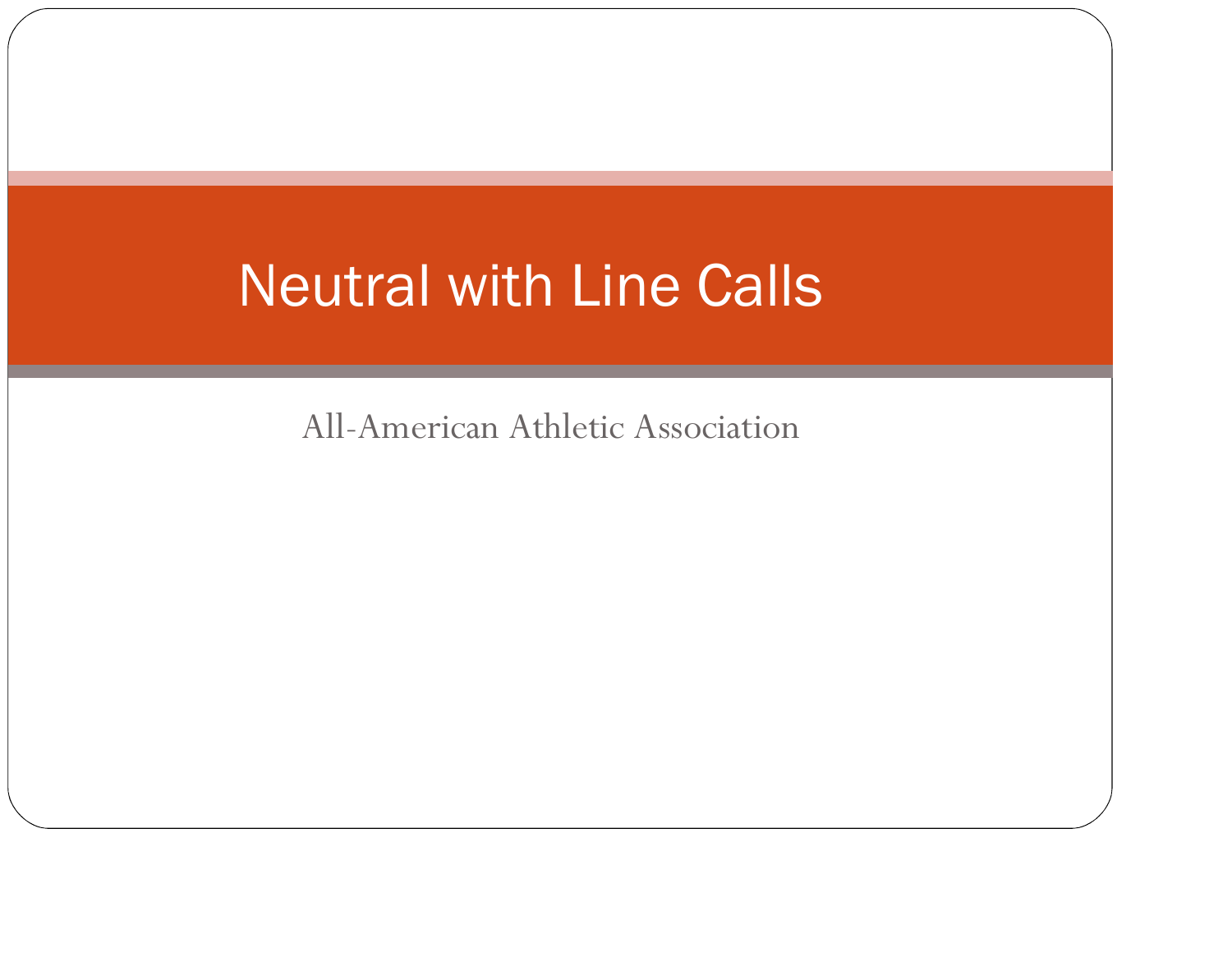# Neutral with Line Calls

All-American Athletic Association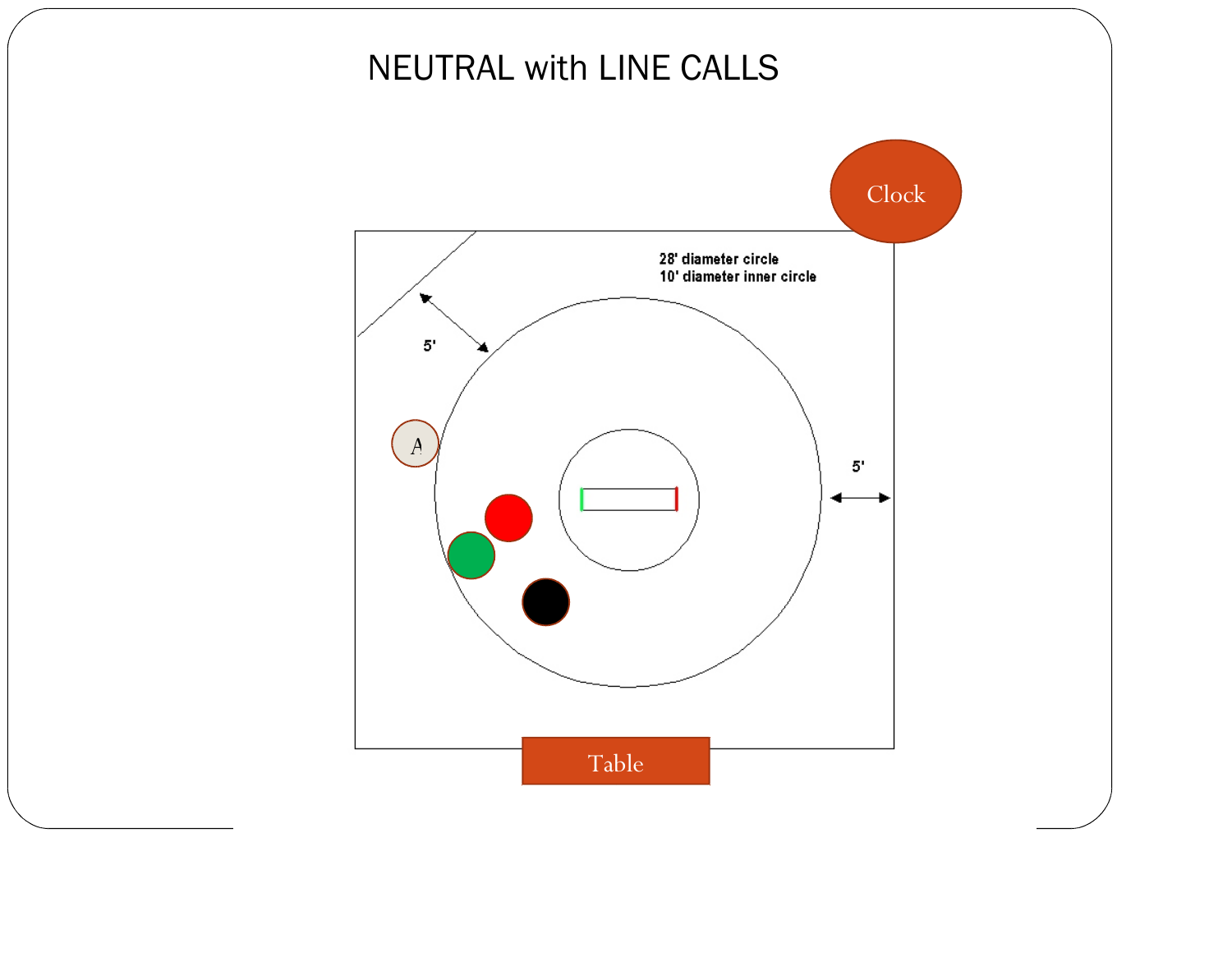# NEUTRAL with LINE CALLS

Clock

28' diameter circle
10' diameter inner circle

5'

5'

A

Table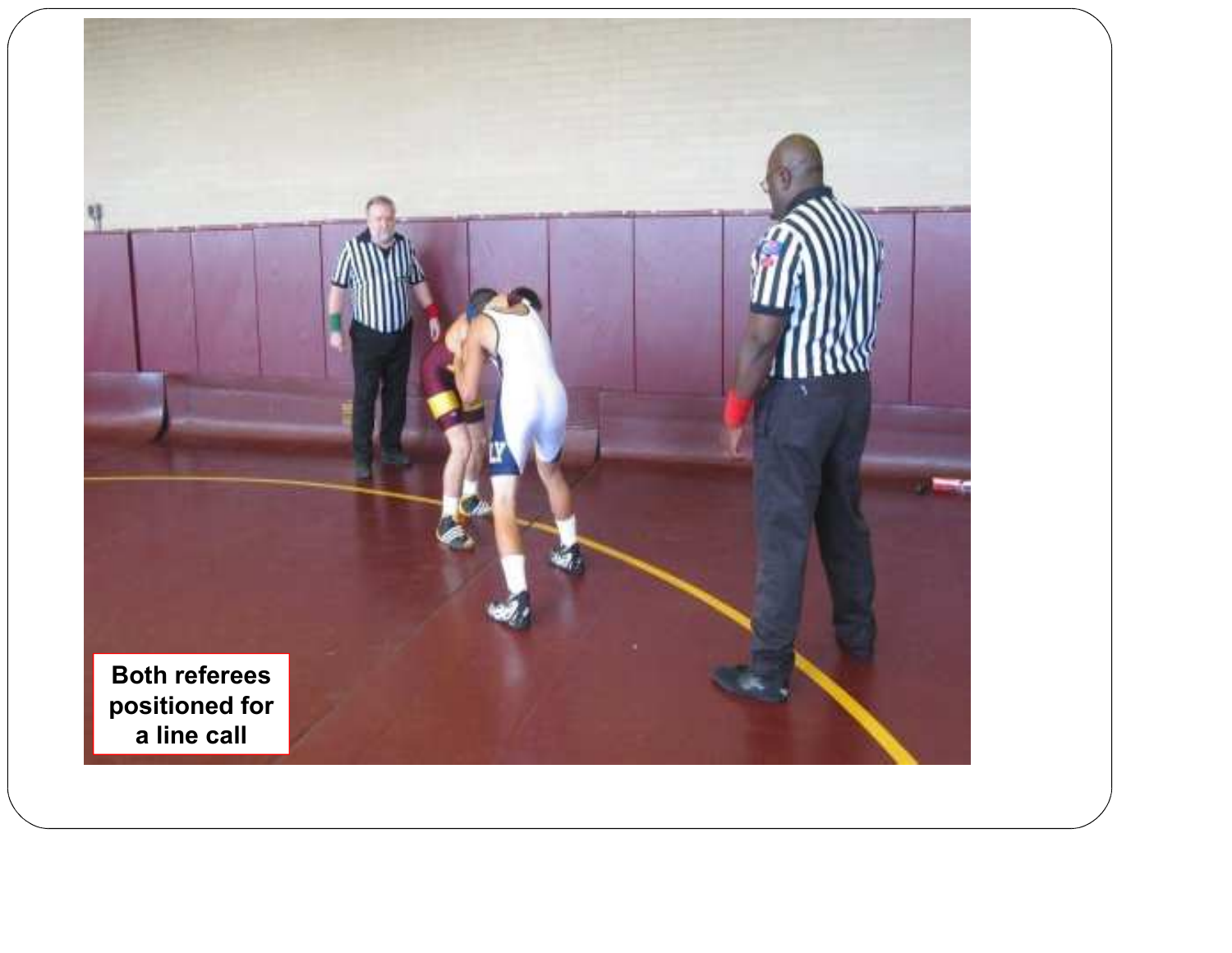Both referees positioned for a line call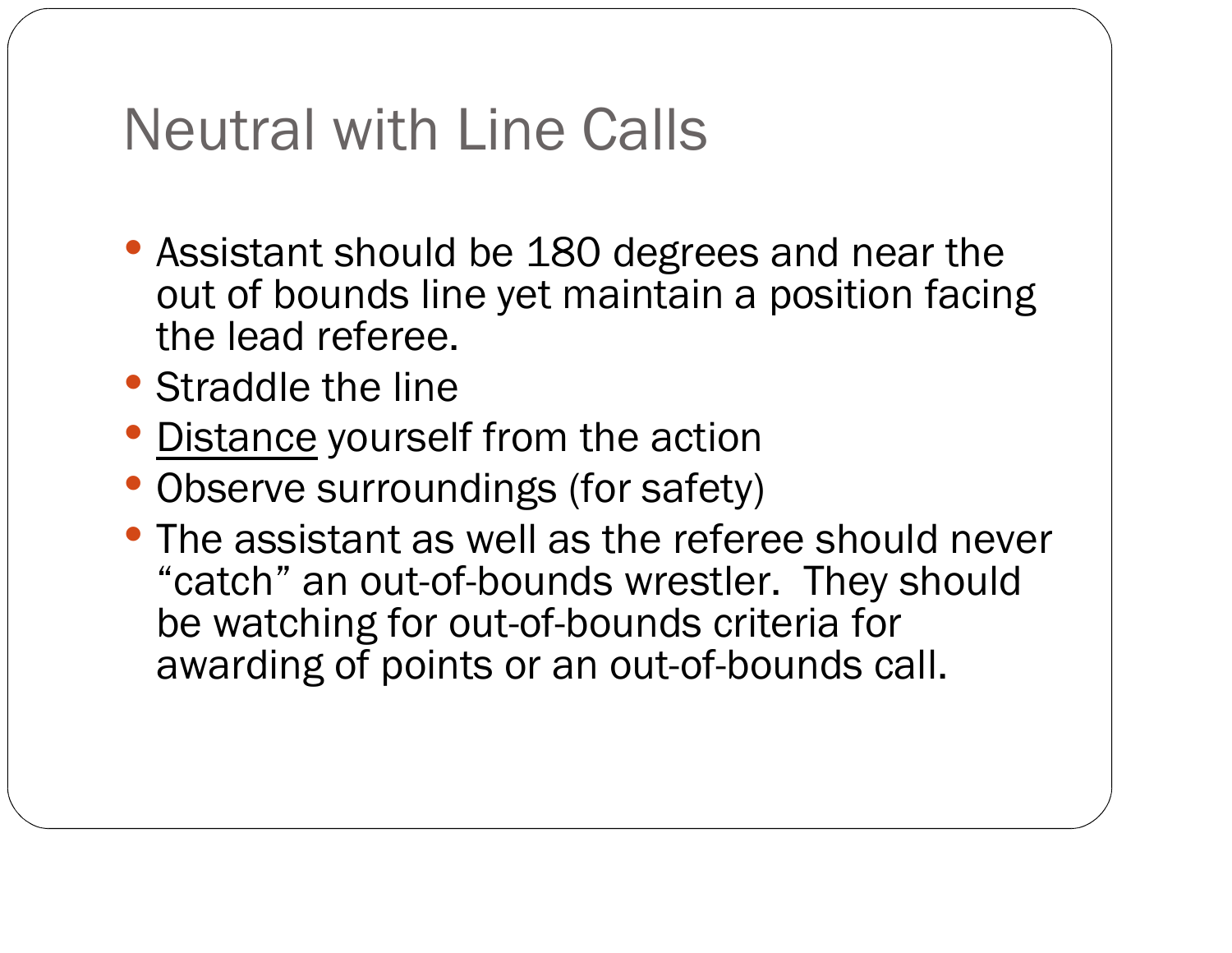# Neutral with Line Calls

- Assistant should be 180 degrees and near the out of bounds line yet maintain a position facing the lead referee.
- Straddle the line
- <u>Distance</u> yourself from the action
- Observe surroundings (for safety)
- The assistant as well as the referee should never "catch" an out-of-bounds wrestler. They should be watching for out-of-bounds criteria for awarding of points or an out-of-bounds call.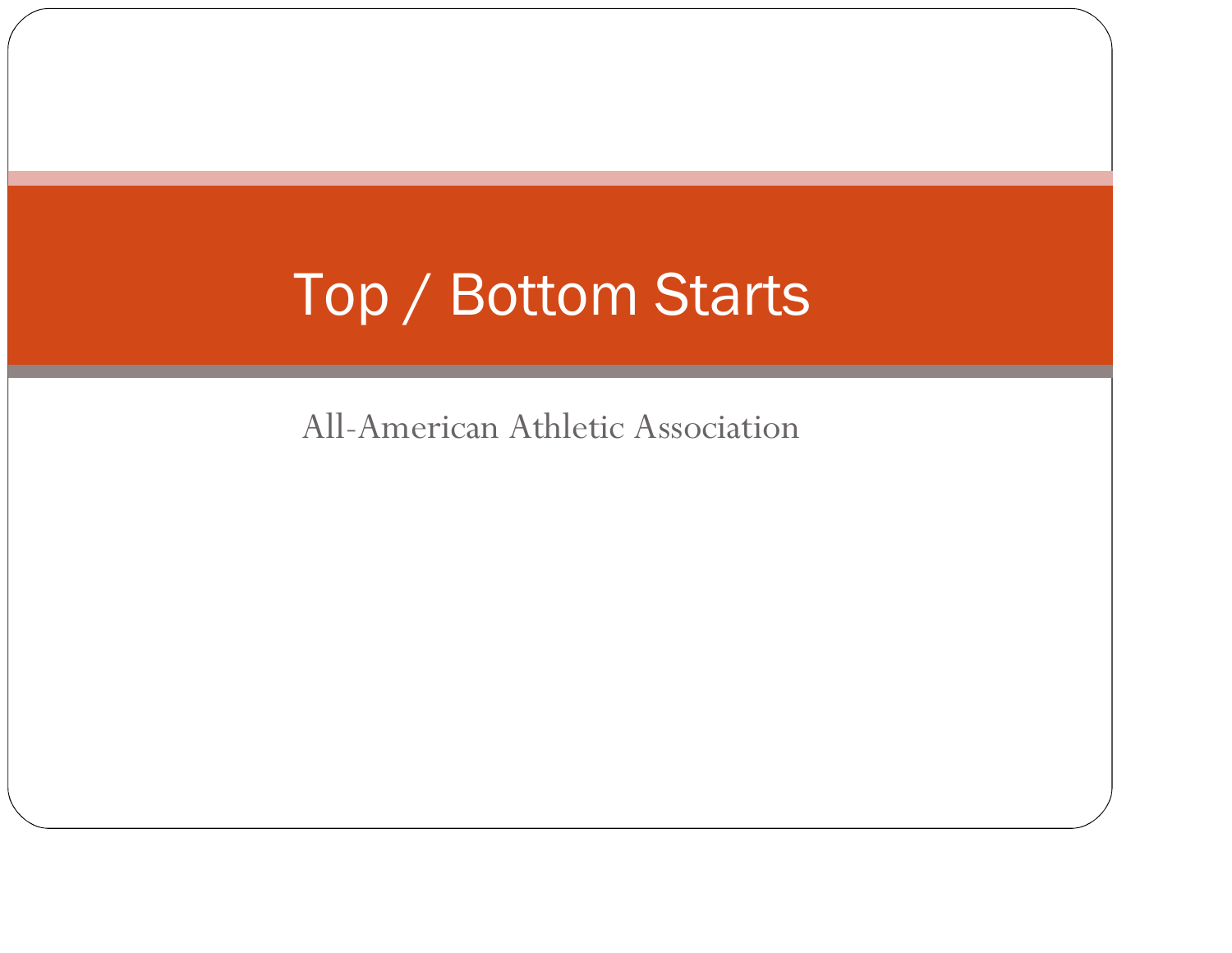# Top / Bottom Starts

All-American Athletic Association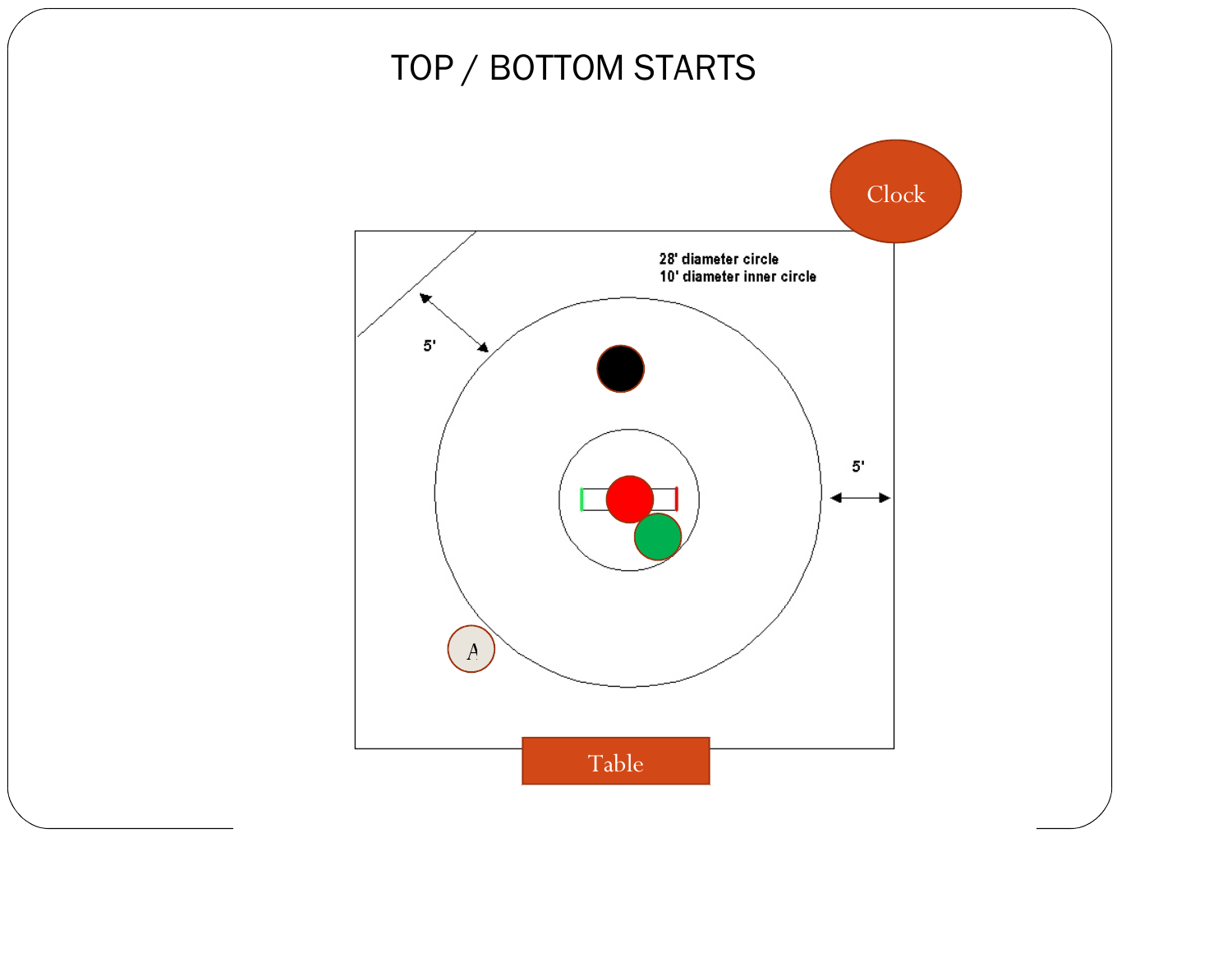# TOP / BOTTOM STARTS

Clock

28' diameter circle
10' diameter inner circle

5'

5'

A

Table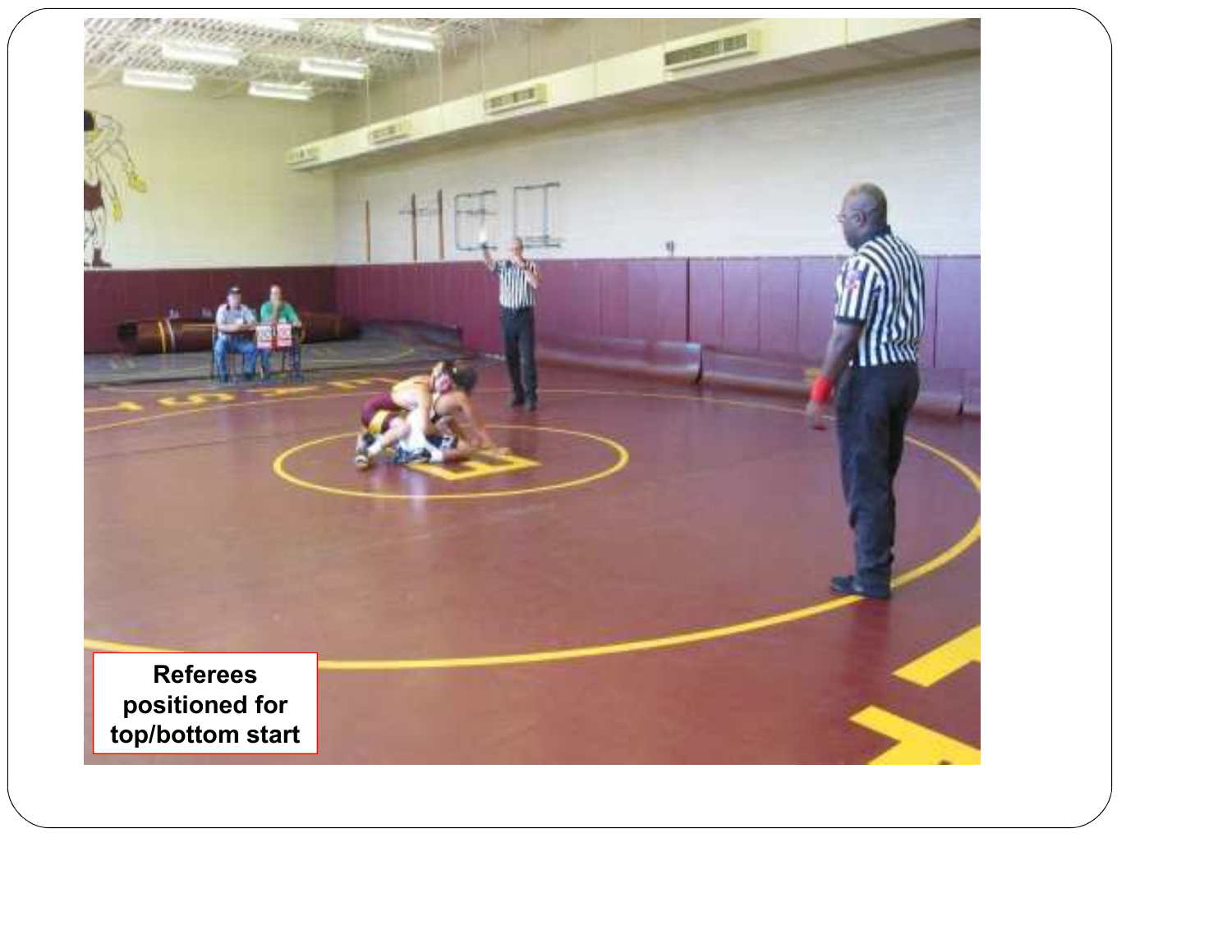Referees positioned for top/bottom start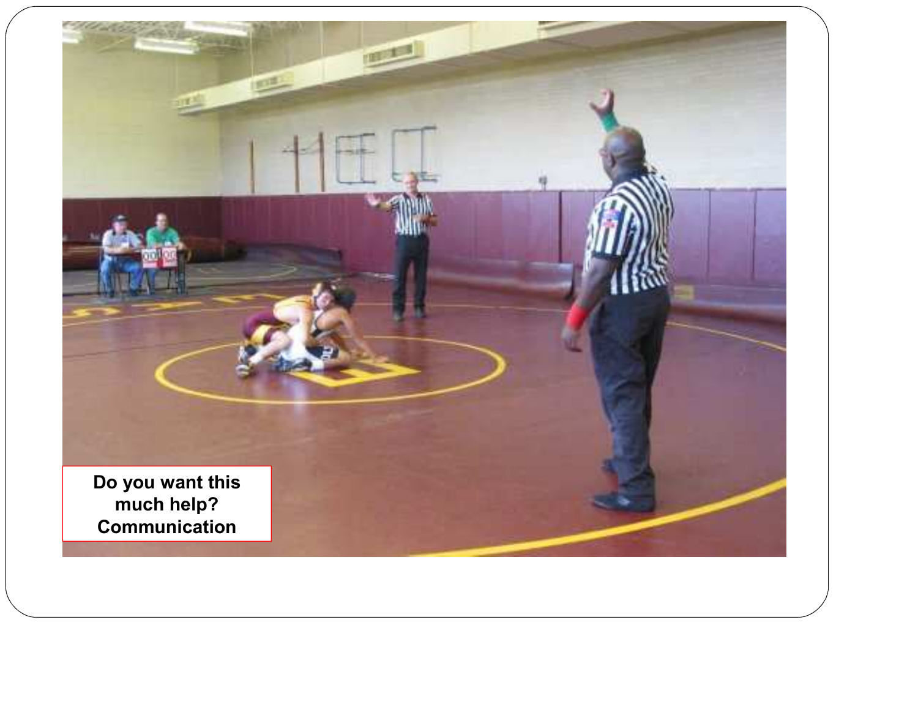Do you want this much help?
Communication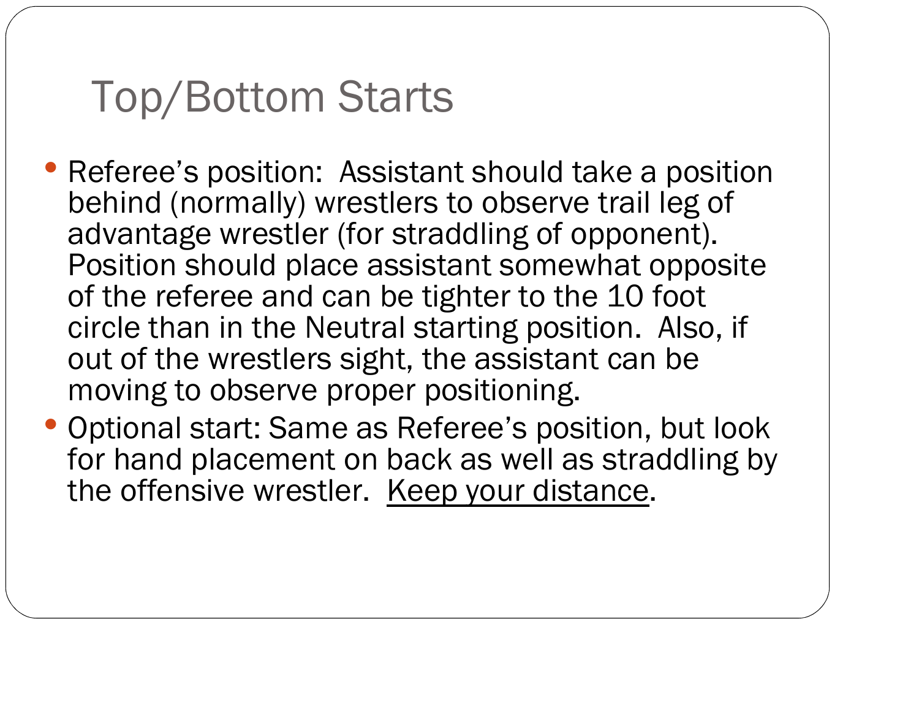# Top/Bottom Starts

- Referee's position: Assistant should take a position behind (normally) wrestlers to observe trail leg of advantage wrestler (for straddling of opponent). Position should place assistant somewhat opposite of the referee and can be tighter to the 10 foot circle than in the Neutral starting position. Also, if out of the wrestlers sight, the assistant can be moving to observe proper positioning.
- Optional start: Same as Referee's position, but look for hand placement on back as well as straddling by the offensive wrestler. <u>Keep your distance</u>.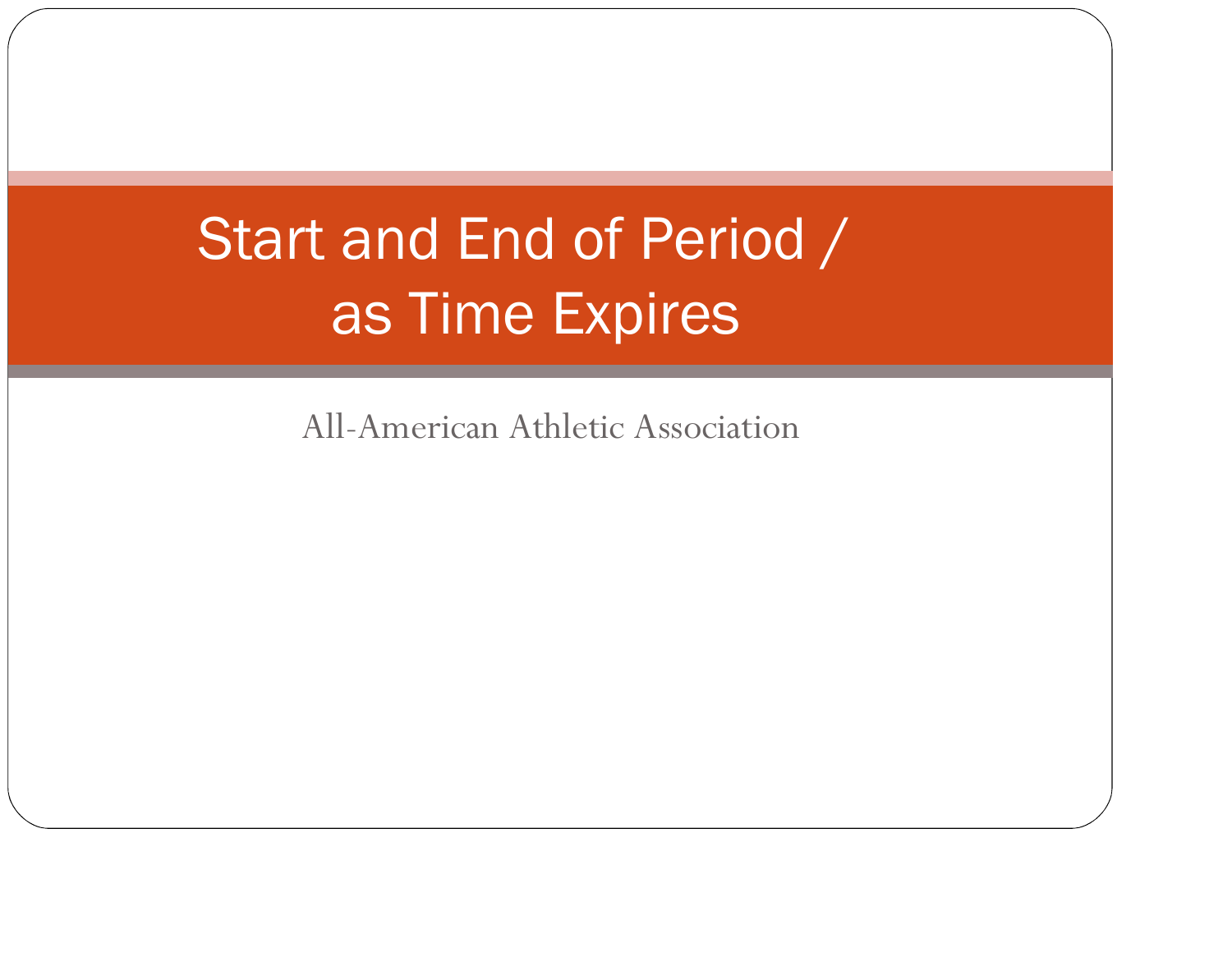# Start and End of Period / as Time Expires

All-American Athletic Association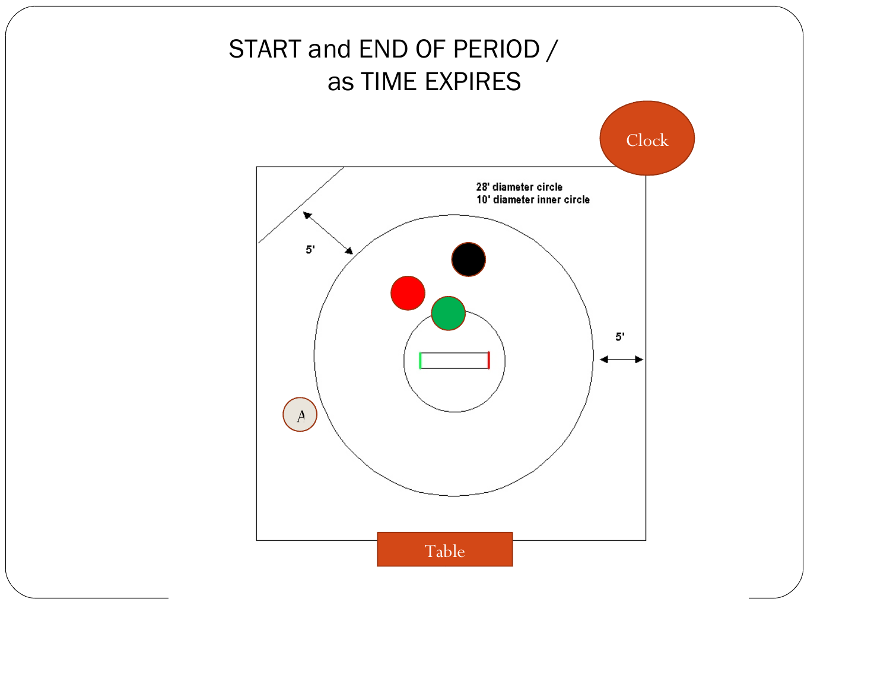# START and END OF PERIOD / as TIME EXPIRES

Clock

28' diameter circle
10' diameter inner circle

5'

5'

A

Table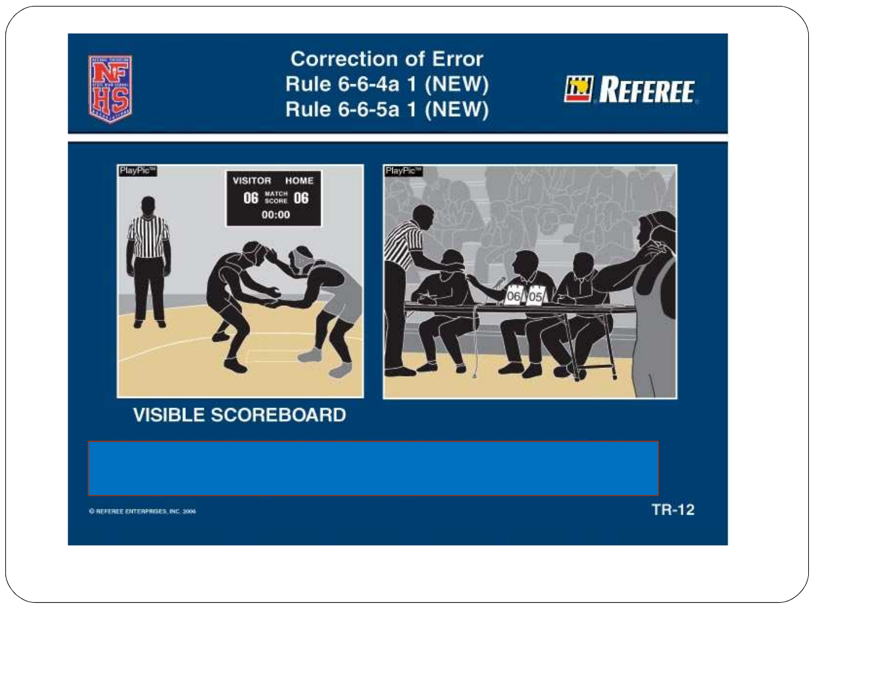# Correction of Error
## Rule 6-6-4a 1 (NEW)
## Rule 6-6-5a 1 (NEW)

VISIBLE SCOREBOARD

© REFEREE ENTERPRISES, INC. 2006

TR-12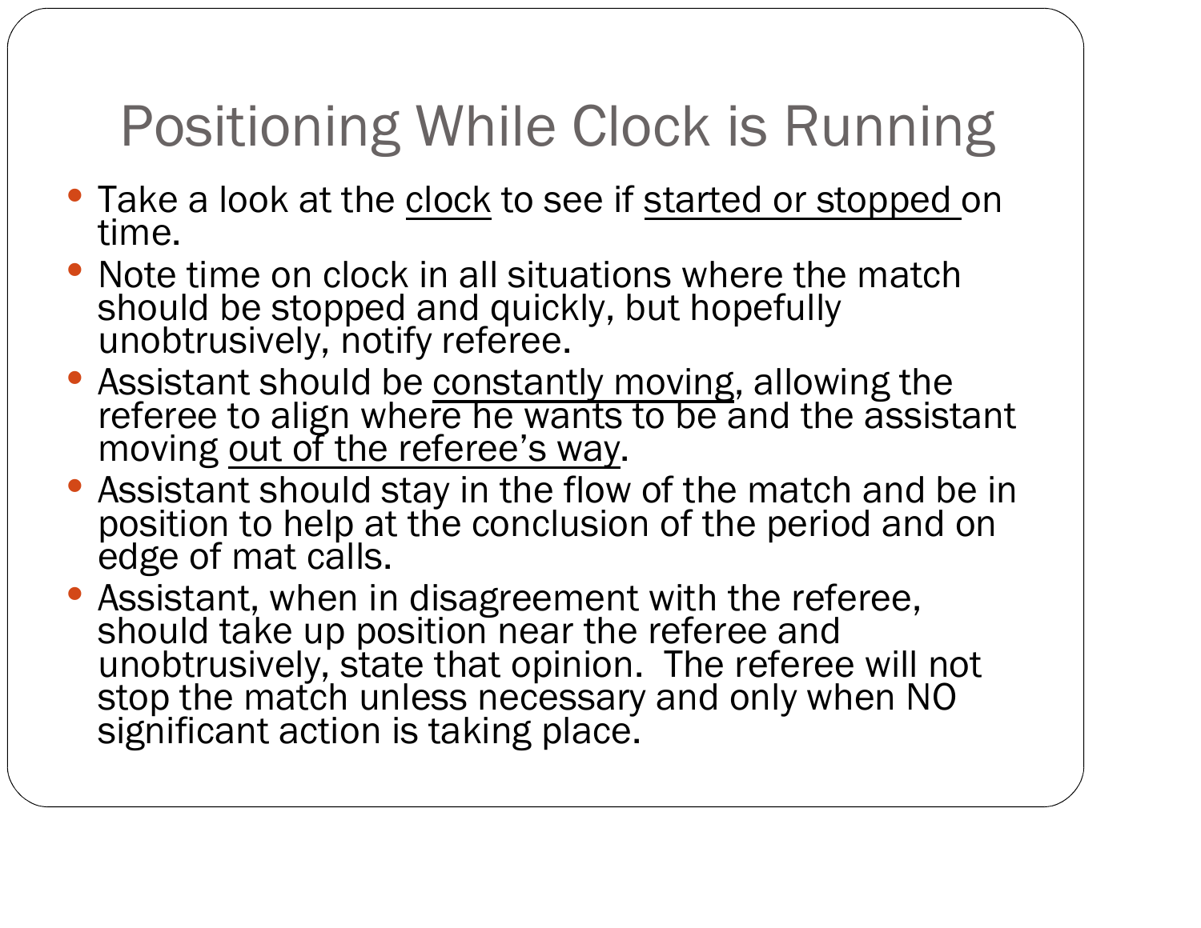# Positioning While Clock is Running

- Take a look at the clock to see if started or stopped on time.
- Note time on clock in all situations where the match should be stopped and quickly, but hopefully unobtrusively, notify referee.
- Assistant should be constantly moving, allowing the referee to align where he wants to be and the assistant moving out of the referee's way.
- Assistant should stay in the flow of the match and be in position to help at the conclusion of the period and on edge of mat calls.
- Assistant, when in disagreement with the referee, should take up position near the referee and unobtrusively, state that opinion. The referee will not stop the match unless necessary and only when NO significant action is taking place.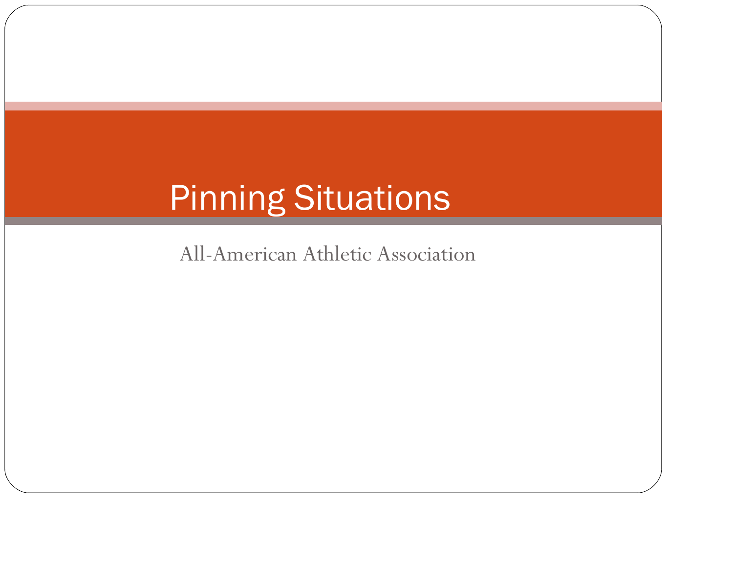# Pinning Situations

All-American Athletic Association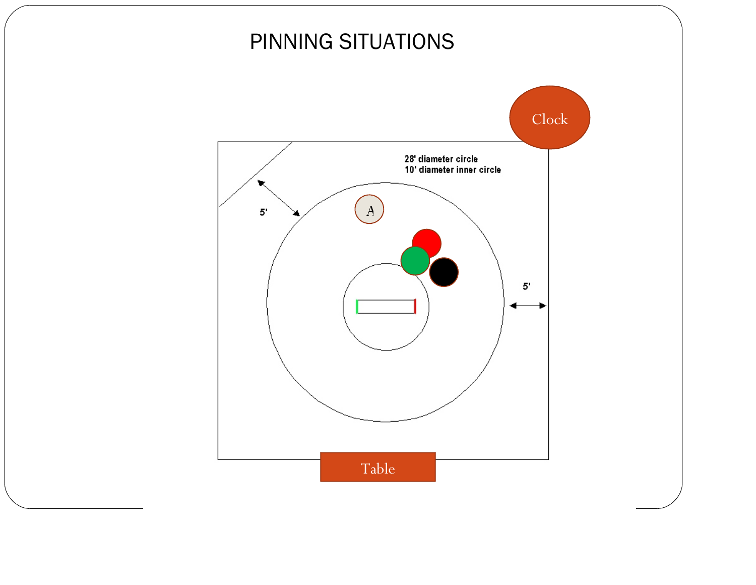# PINNING SITUATIONS

Clock

28' diameter circle
10' diameter inner circle

5'

A

5'

Table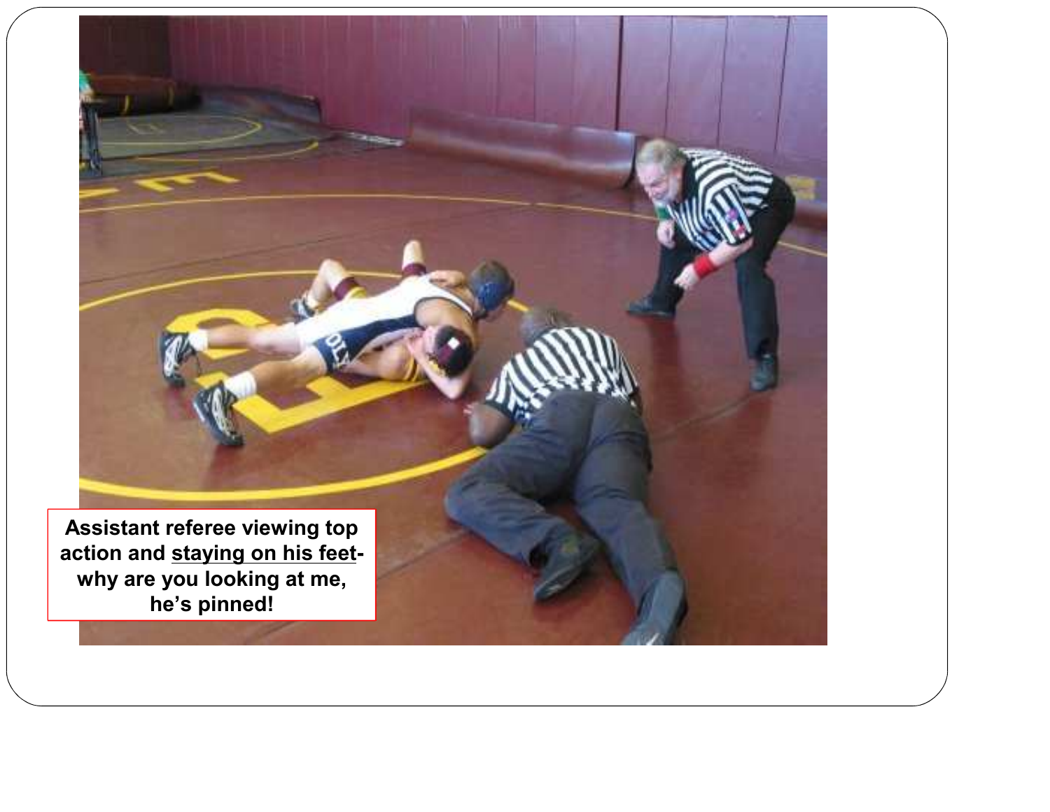Assistant referee viewing top action and <u>staying on his feet</u>- why are you looking at me, he's pinned!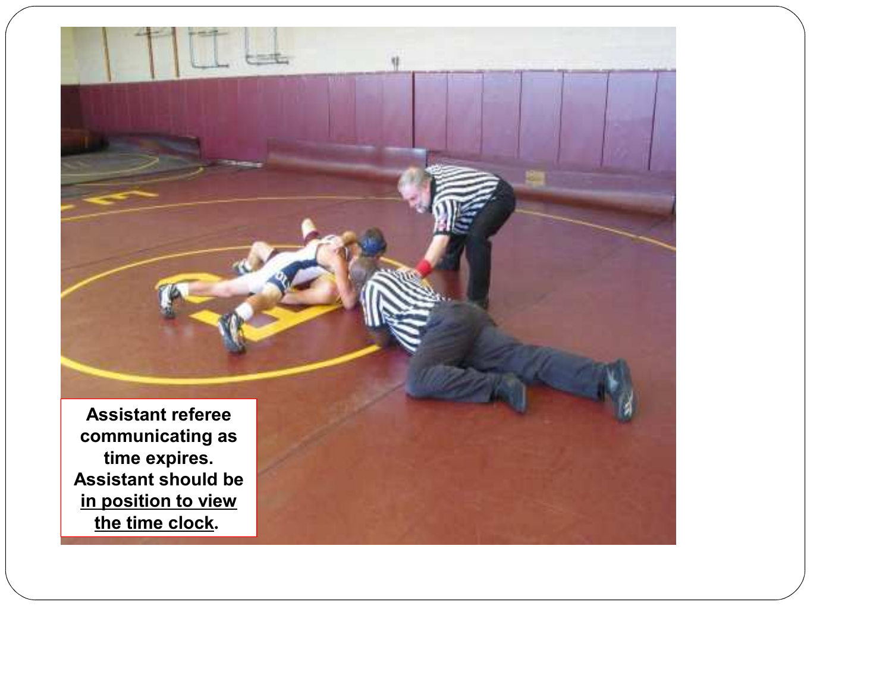Assistant referee communicating as time expires. Assistant should be <u>in position to view the time clock</u>.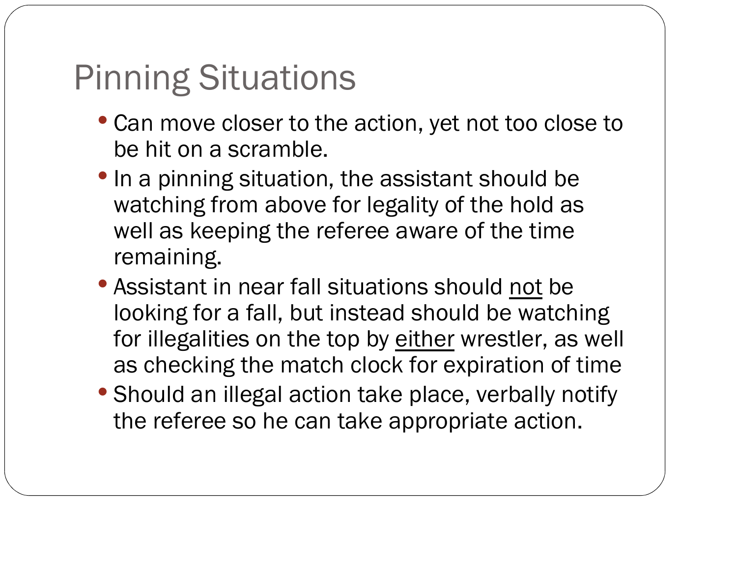# Pinning Situations

- Can move closer to the action, yet not too close to be hit on a scramble.
- In a pinning situation, the assistant should be watching from above for legality of the hold as well as keeping the referee aware of the time remaining.
- Assistant in near fall situations should <u>not</u> be looking for a fall, but instead should be watching for illegalities on the top by <u>either</u> wrestler, as well as checking the match clock for expiration of time
- Should an illegal action take place, verbally notify the referee so he can take appropriate action.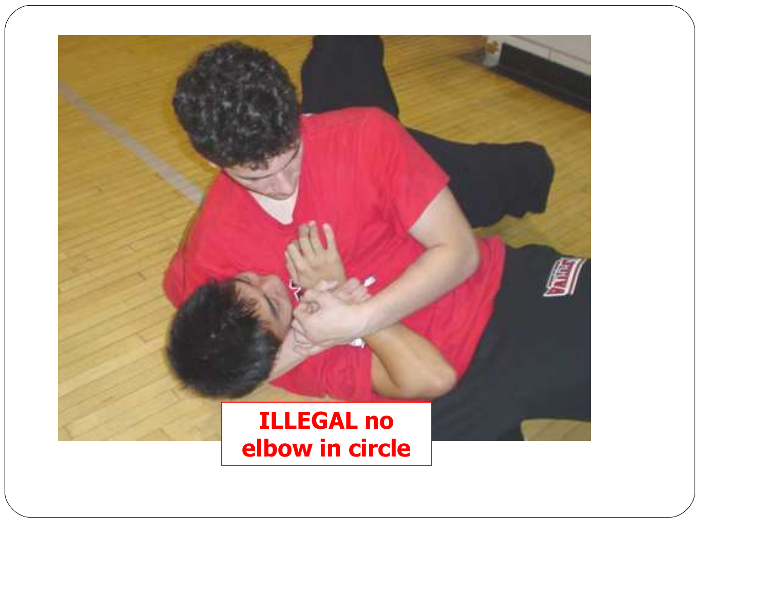**ILLEGAL no elbow in circle**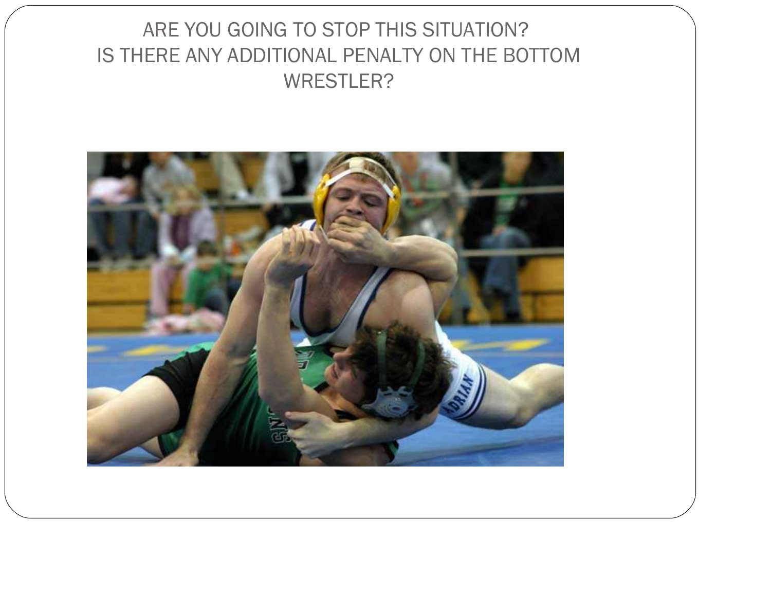ARE YOU GOING TO STOP THIS SITUATION?
IS THERE ANY ADDITIONAL PENALTY ON THE BOTTOM WRESTLER?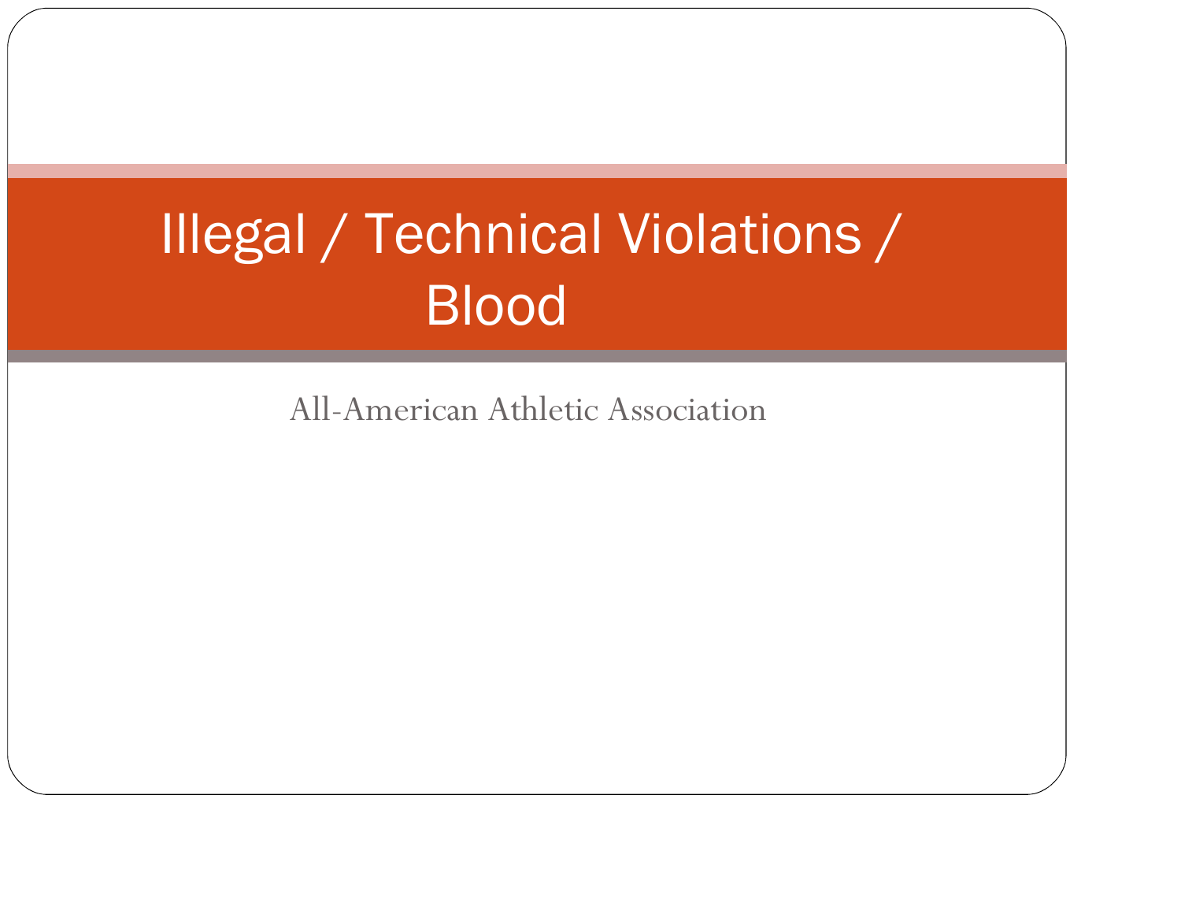# Illegal / Technical Violations / Blood

All-American Athletic Association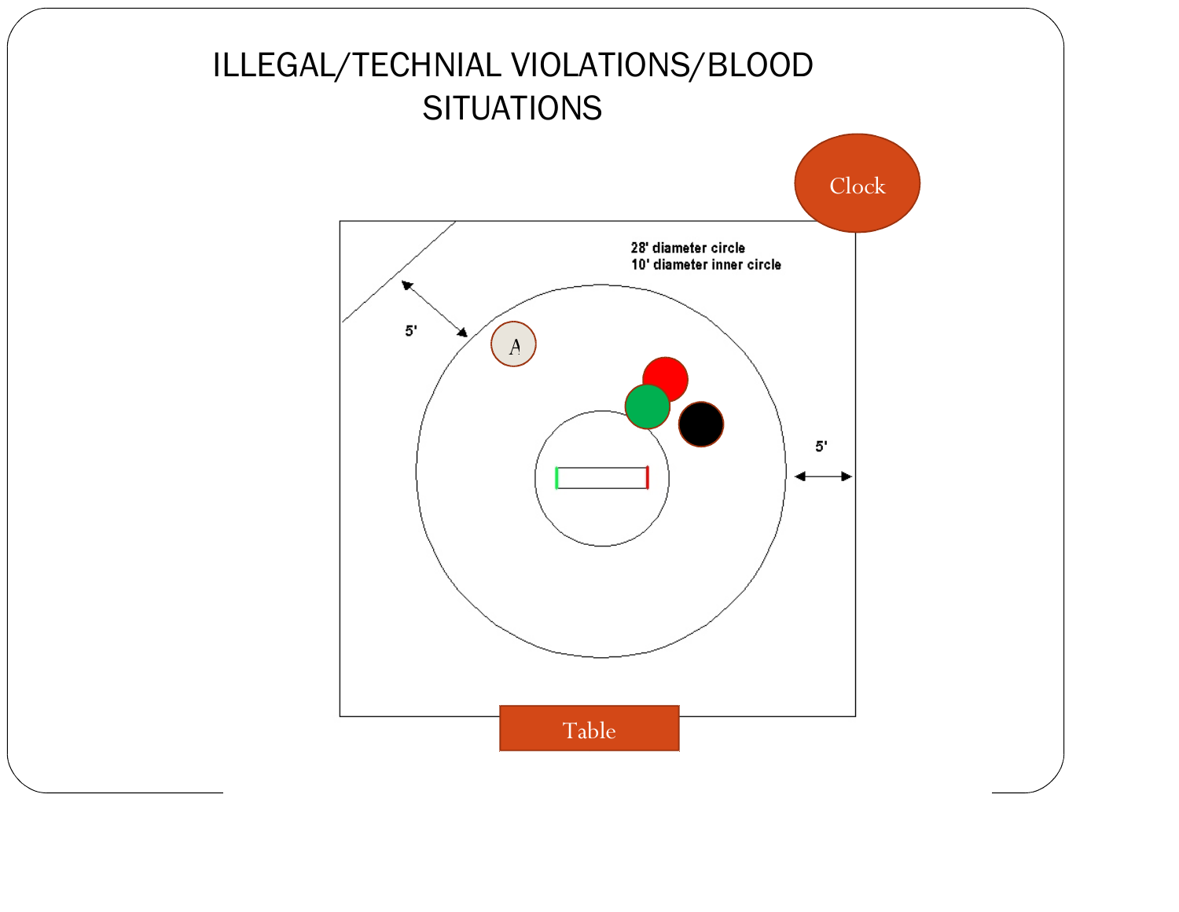# ILLEGAL/TECHNIAL VIOLATIONS/BLOOD SITUATIONS

Clock

28' diameter circle
10' diameter inner circle

5'

A

5'

Table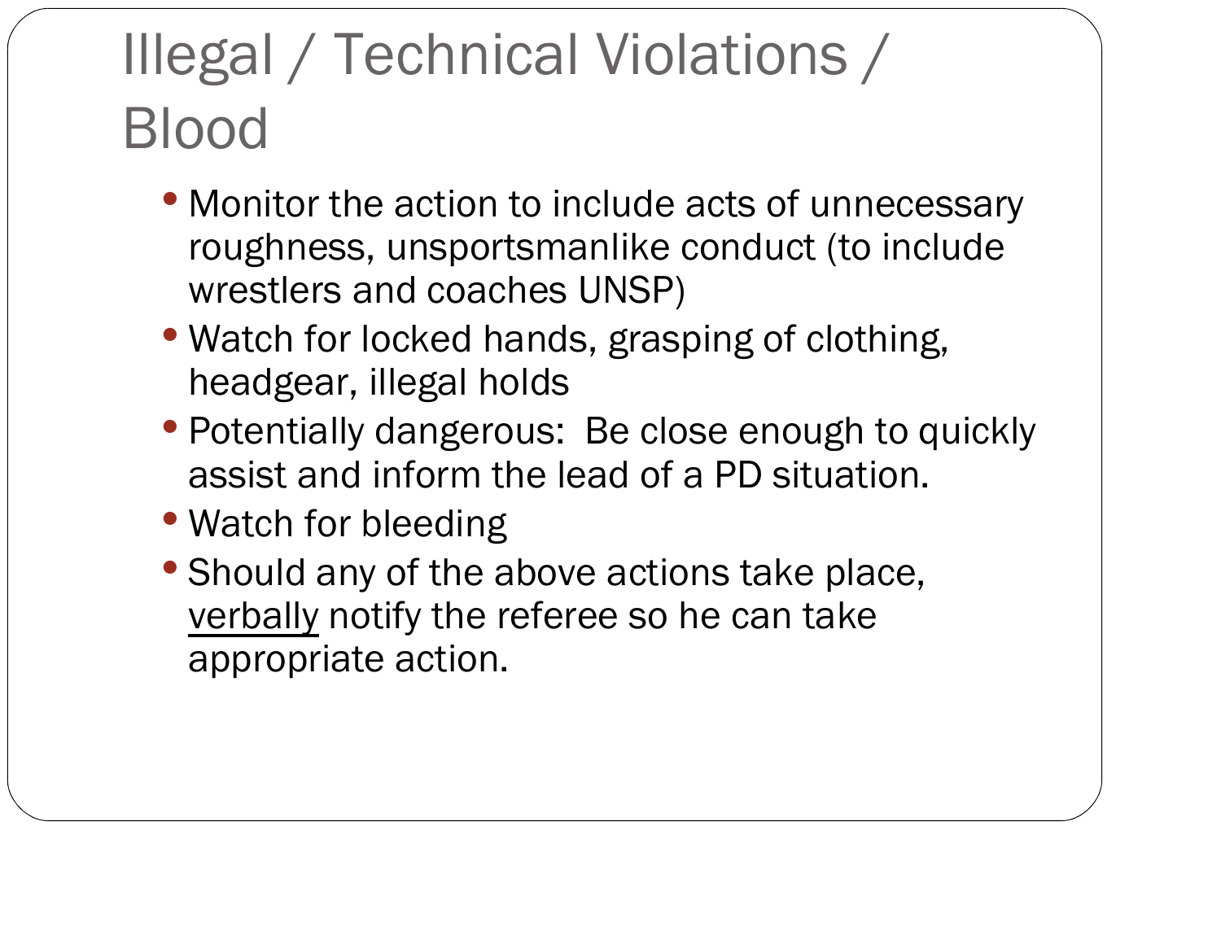# Illegal / Technical Violations / Blood

- Monitor the action to include acts of unnecessary roughness, unsportsmanlike conduct (to include wrestlers and coaches UNSP)
- Watch for locked hands, grasping of clothing, headgear, illegal holds
- Potentially dangerous: Be close enough to quickly assist and inform the lead of a PD situation.
- Watch for bleeding
- Should any of the above actions take place, <u>verbally</u> notify the referee so he can take appropriate action.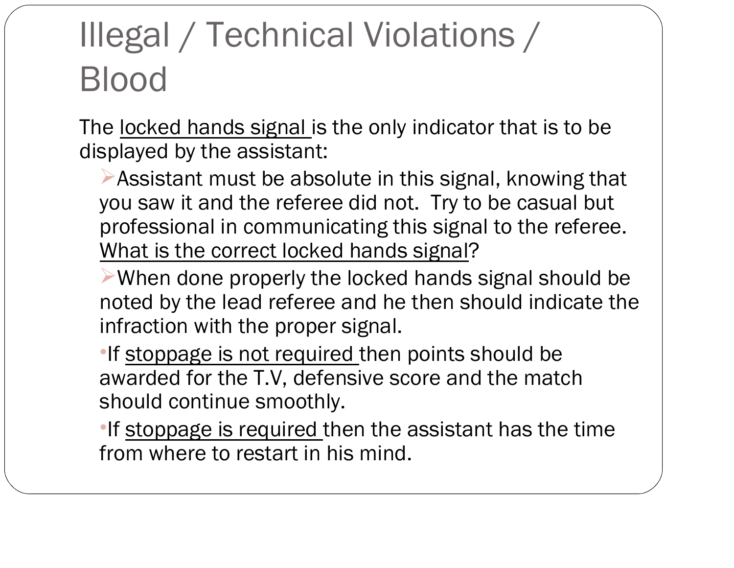# Illegal / Technical Violations / Blood

The locked hands signal is the only indicator that is to be displayed by the assistant:

- Assistant must be absolute in this signal, knowing that you saw it and the referee did not.  Try to be casual but professional in communicating this signal to the referee. What is the correct locked hands signal?
- When done properly the locked hands signal should be noted by the lead referee and he then should indicate the infraction with the proper signal.
  - If stoppage is not required then points should be awarded for the T.V, defensive score and the match should continue smoothly.
  - If stoppage is required then the assistant has the time from where to restart in his mind.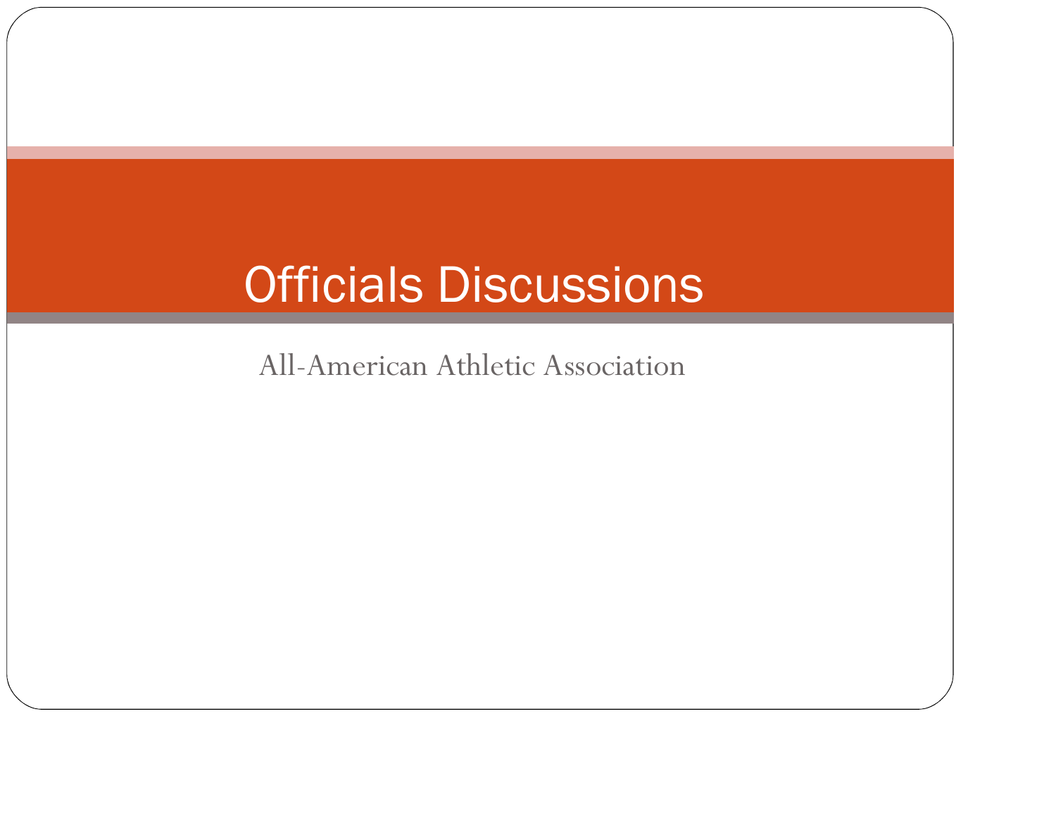# Officials Discussions

All-American Athletic Association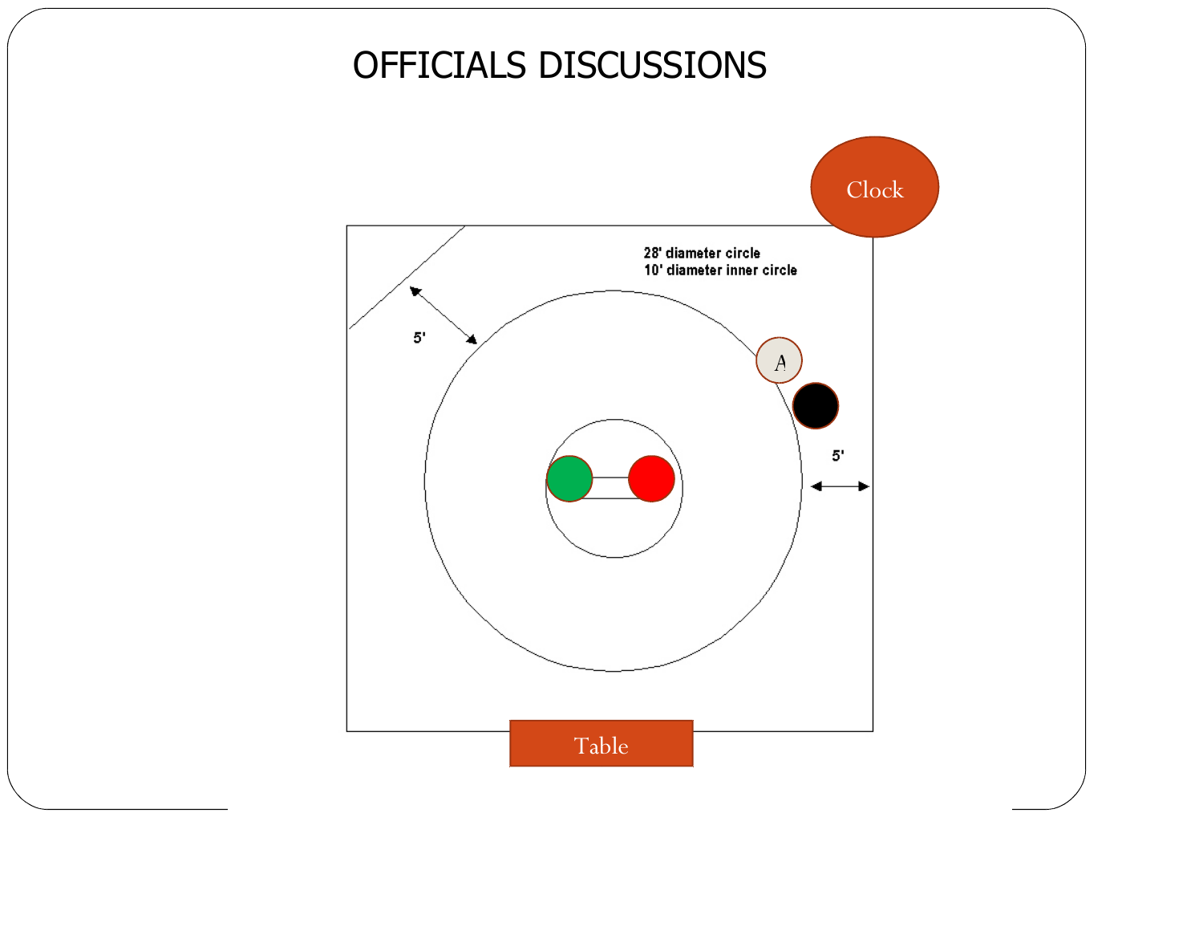# OFFICIALS DISCUSSIONS

Clock

28' diameter circle
10' diameter inner circle

5'

A

5'

Table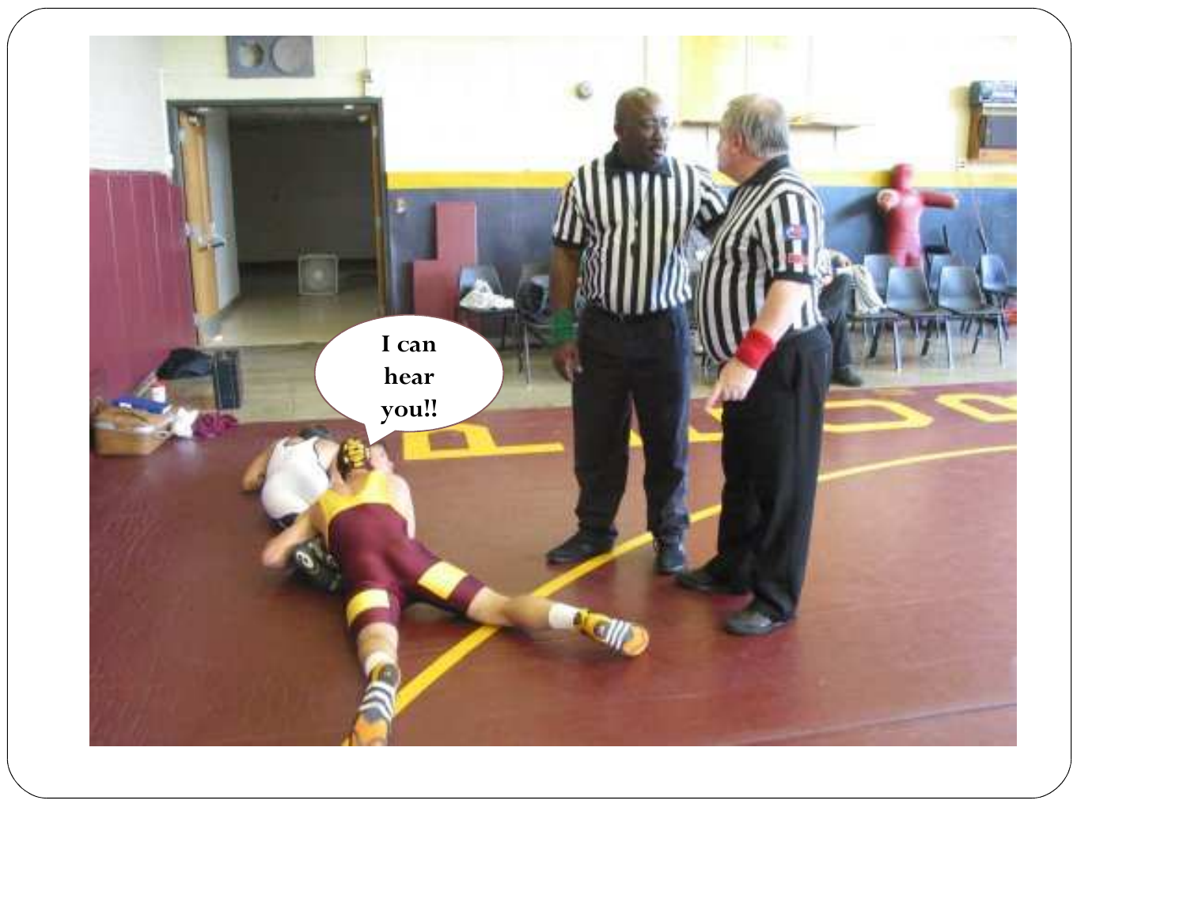I can hear you!!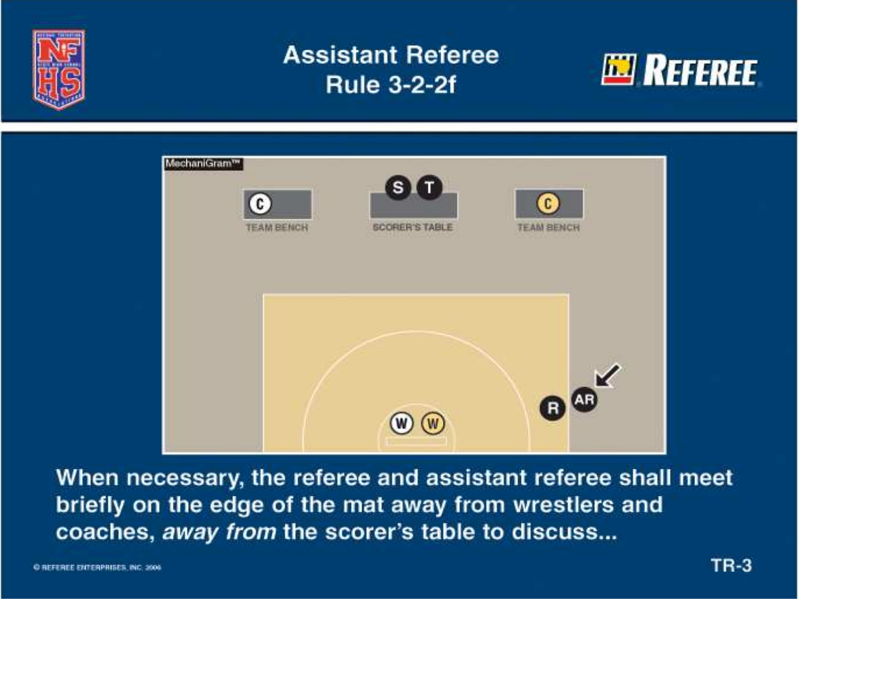# Assistant Referee
## Rule 3-2-2f

MechaniGram™

TEAM BENCH

SCORER'S TABLE

TEAM BENCH

When necessary, the referee and assistant referee shall meet briefly on the edge of the mat away from wrestlers and coaches, *away from* the scorer's table to discuss...

© REFEREE ENTERPRISES, INC. 2006

TR-3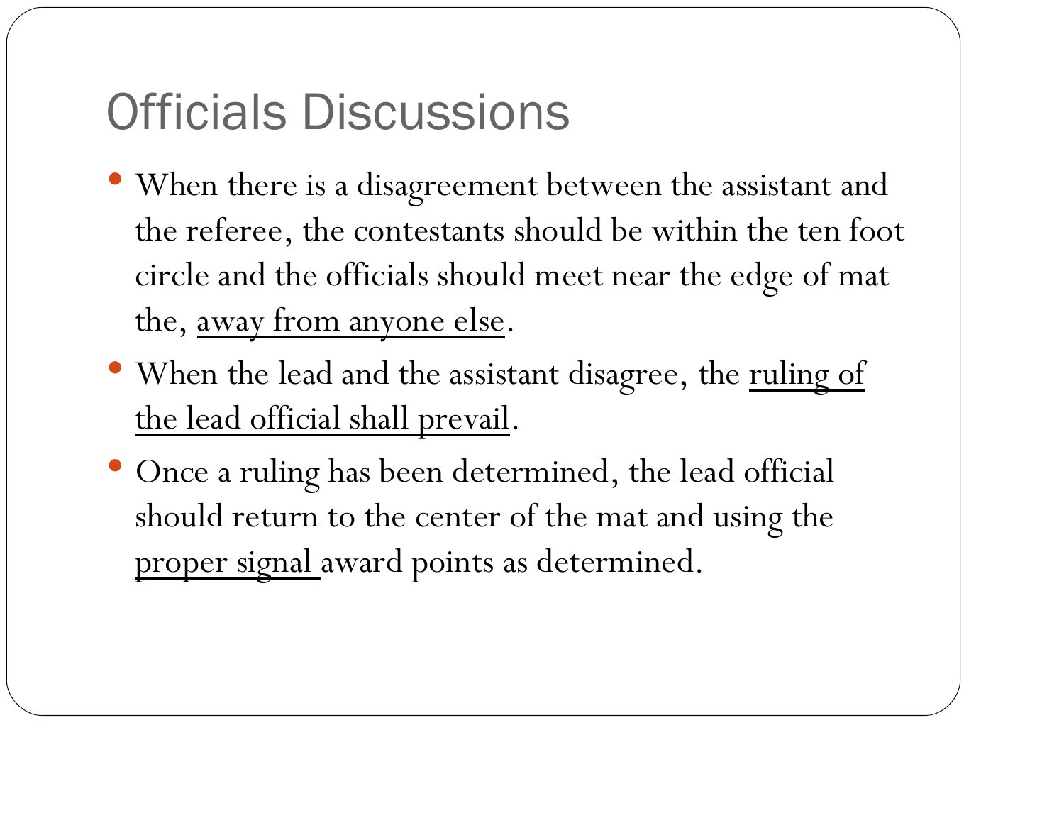# Officials Discussions

- When there is a disagreement between the assistant and the referee, the contestants should be within the ten foot circle and the officials should meet near the edge of mat the, <u>away from anyone else</u>.
- When the lead and the assistant disagree, the <u>ruling of the lead official shall prevail</u>.
- Once a ruling has been determined, the lead official should return to the center of the mat and using the <u>proper signal</u> award points as determined.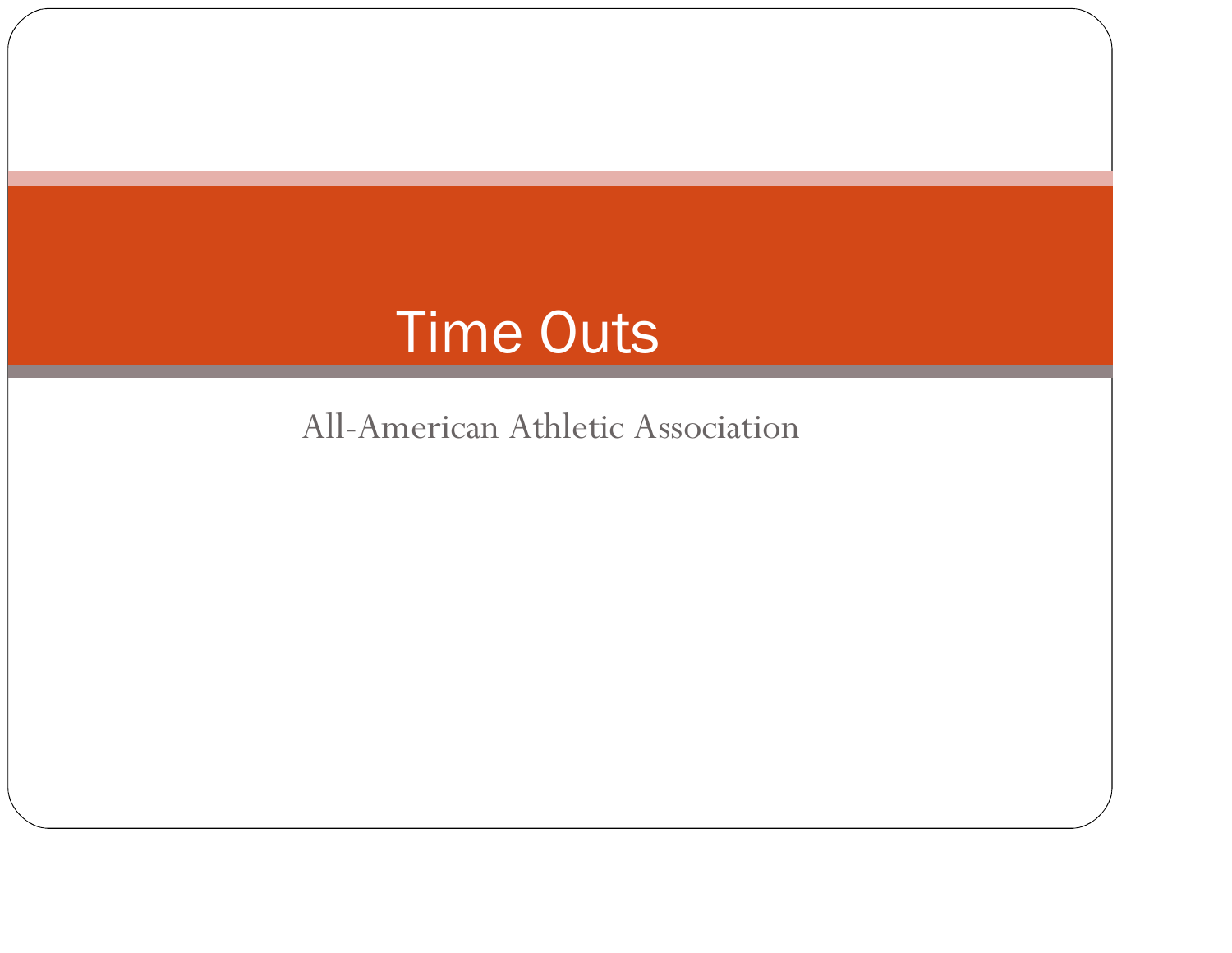# Time Outs

All-American Athletic Association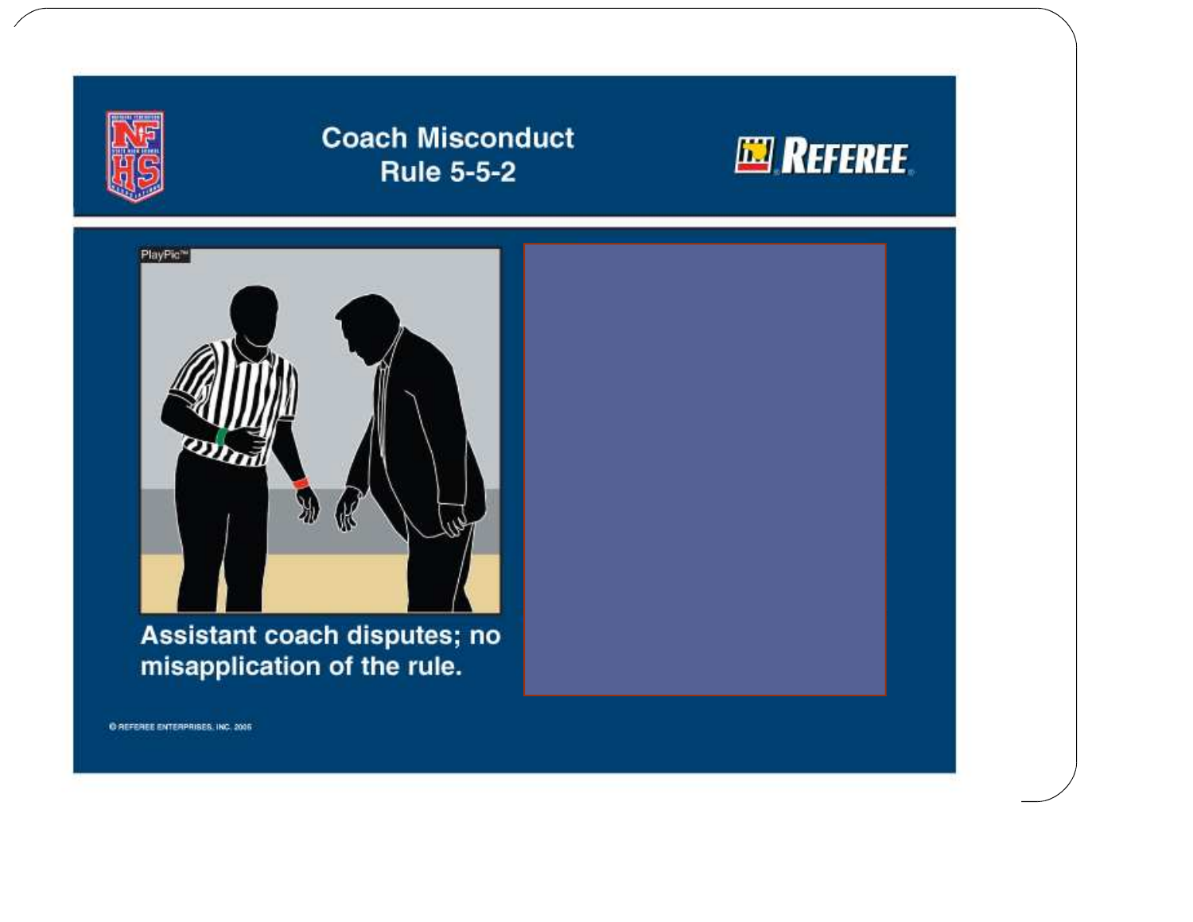# Coach Misconduct
## Rule 5-5-2

Assistant coach disputes; no misapplication of the rule.

© REFEREE ENTERPRISES, INC. 2005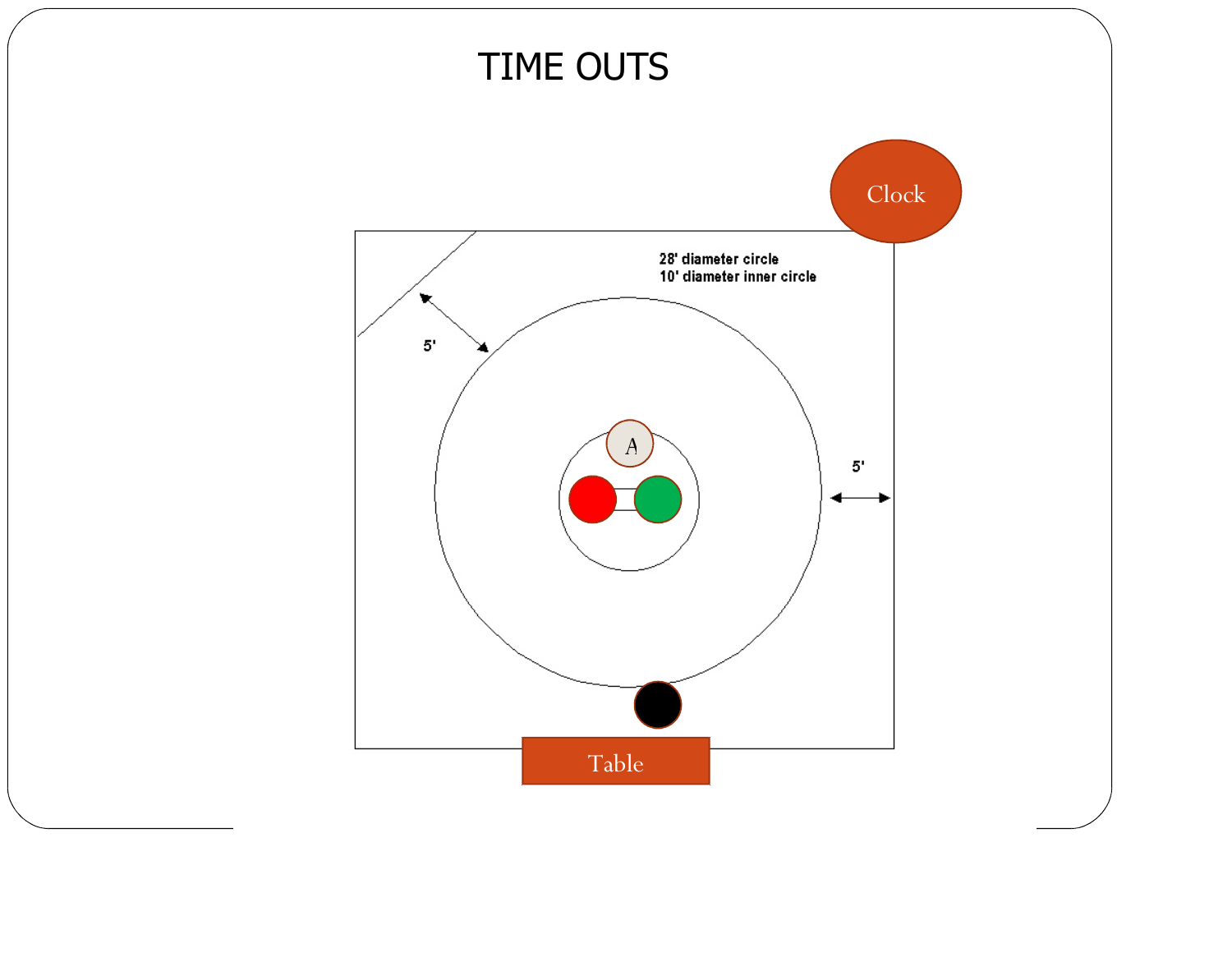# TIME OUTS

Clock

28' diameter circle
10' diameter inner circle

5'

5'

A

Table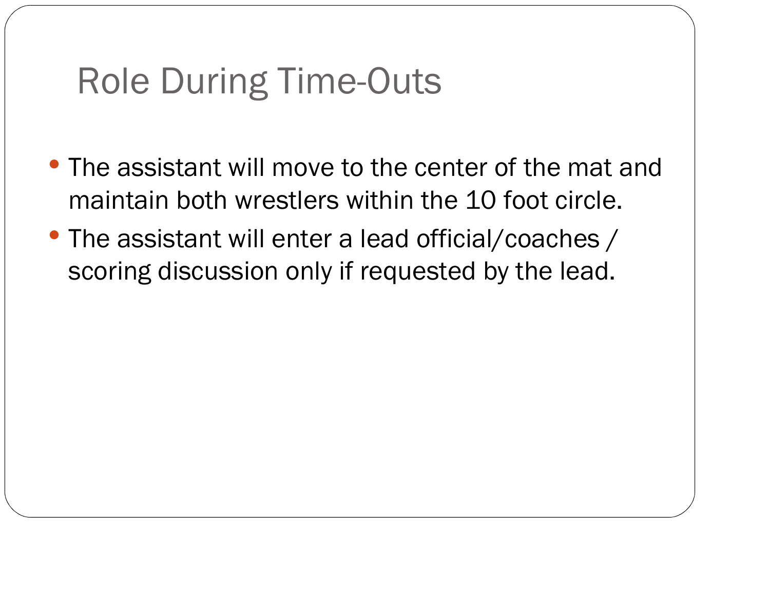# Role During Time-Outs

- The assistant will move to the center of the mat and maintain both wrestlers within the 10 foot circle.
- The assistant will enter a lead official/coaches / scoring discussion only if requested by the lead.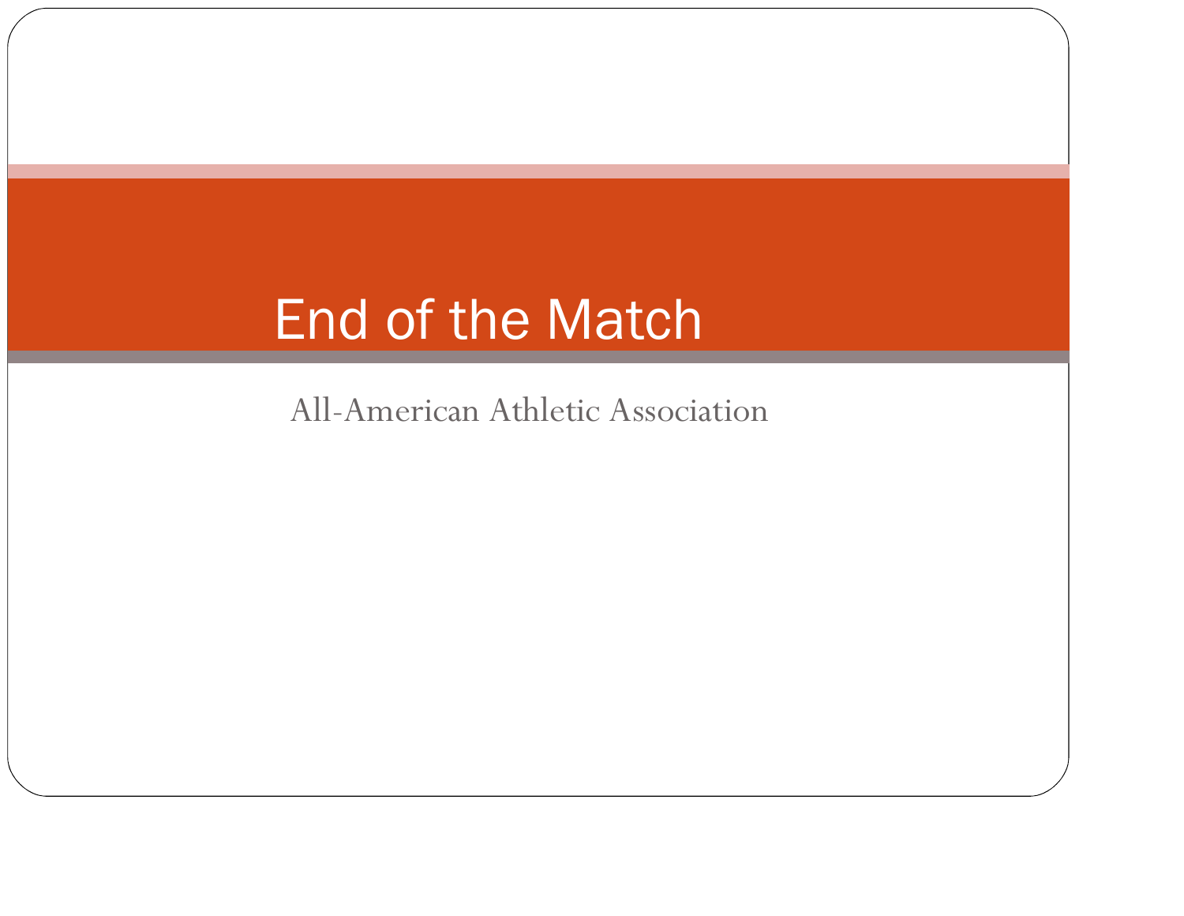# End of the Match

All-American Athletic Association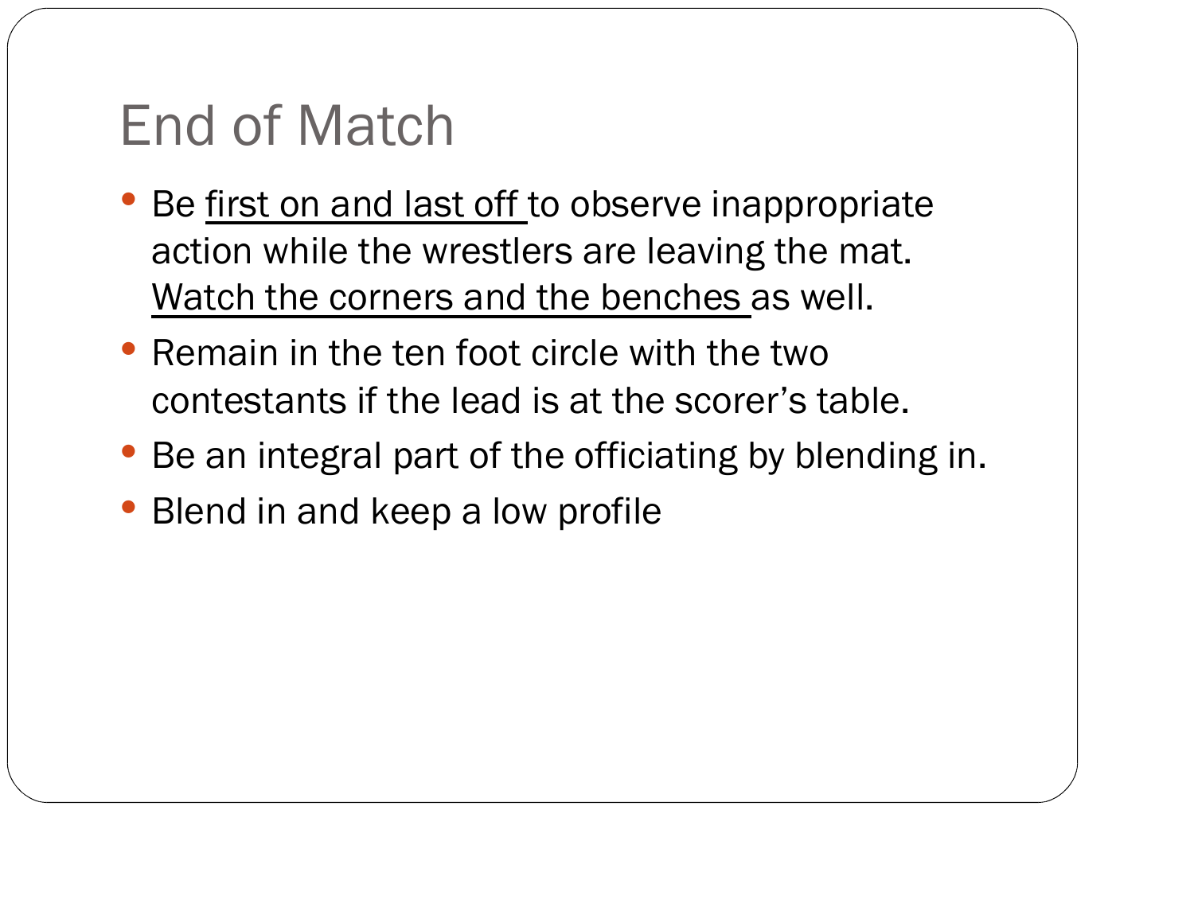# End of Match

- Be first on and last off to observe inappropriate action while the wrestlers are leaving the mat. Watch the corners and the benches as well.
- Remain in the ten foot circle with the two contestants if the lead is at the scorer's table.
- Be an integral part of the officiating by blending in.
- Blend in and keep a low profile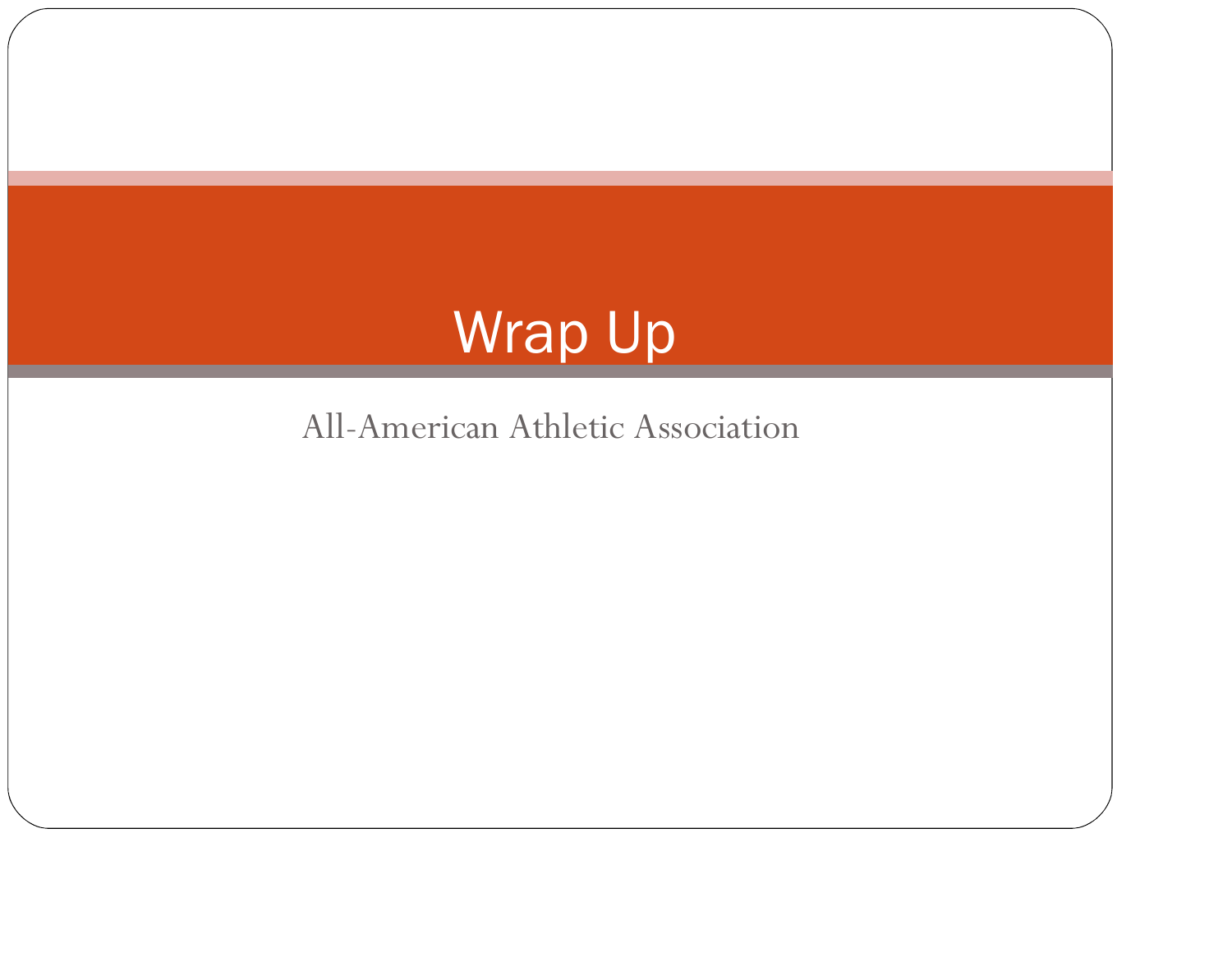# Wrap Up

All-American Athletic Association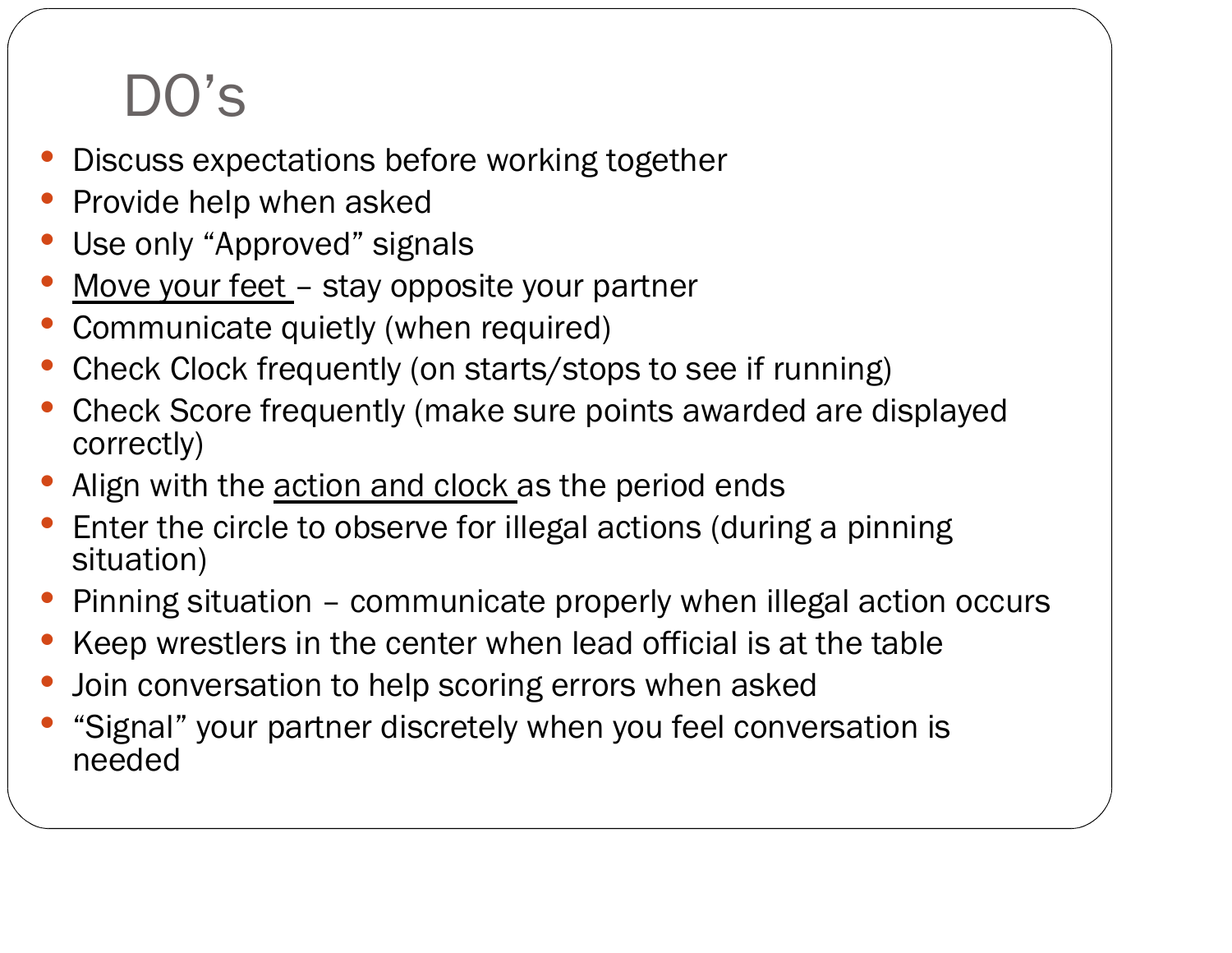# DO's

- Discuss expectations before working together
- Provide help when asked
- Use only "Approved" signals
- <u>Move your feet</u> – stay opposite your partner
- Communicate quietly (when required)
- Check Clock frequently (on starts/stops to see if running)
- Check Score frequently (make sure points awarded are displayed correctly)
- Align with the <u>action and clock</u> as the period ends
- Enter the circle to observe for illegal actions (during a pinning situation)
- Pinning situation – communicate properly when illegal action occurs
- Keep wrestlers in the center when lead official is at the table
- Join conversation to help scoring errors when asked
- "Signal" your partner discretely when you feel conversation is needed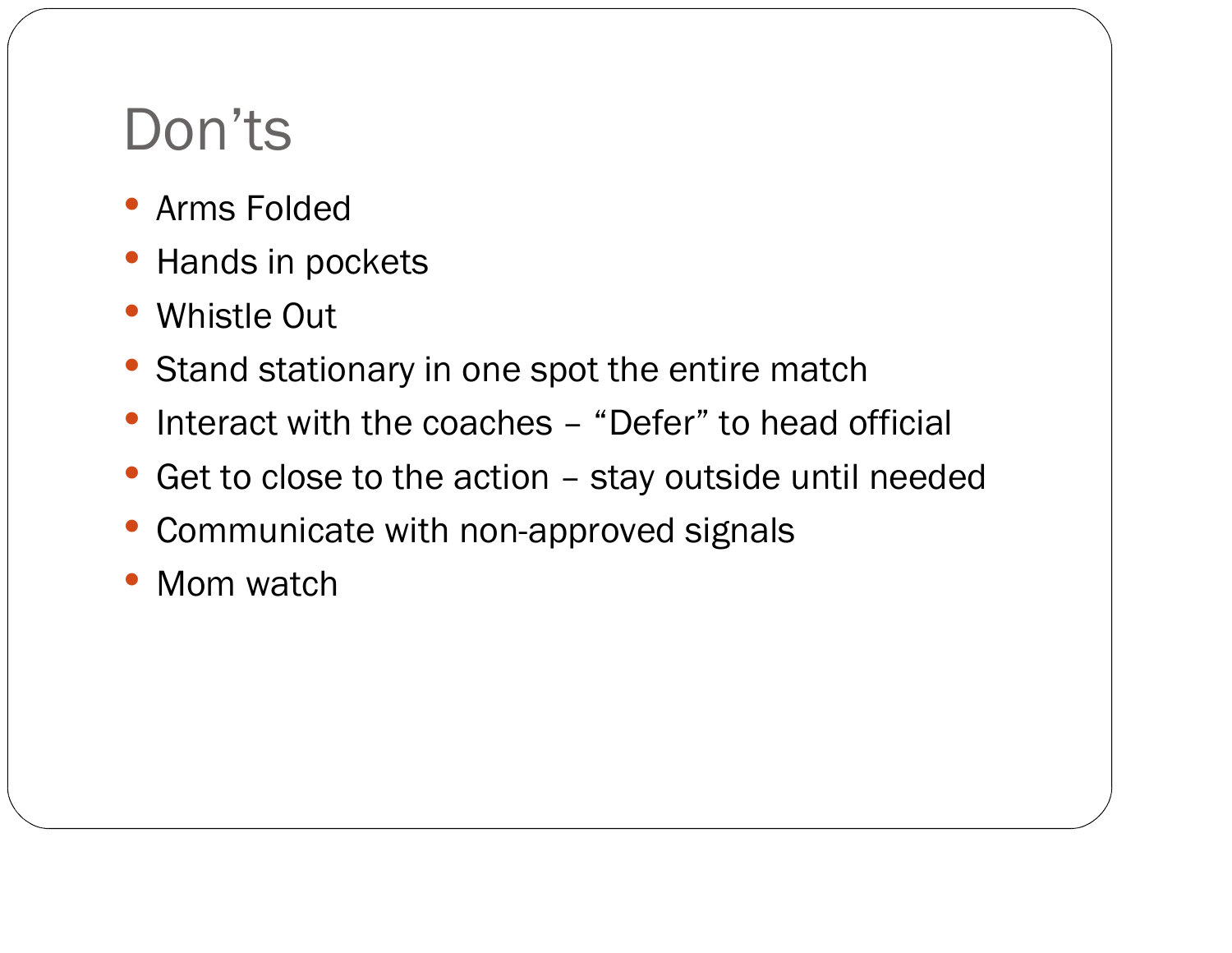# Don’ts

- Arms Folded
- Hands in pockets
- Whistle Out
- Stand stationary in one spot the entire match
- Interact with the coaches – “Defer” to head official
- Get to close to the action – stay outside until needed
- Communicate with non-approved signals
- Mom watch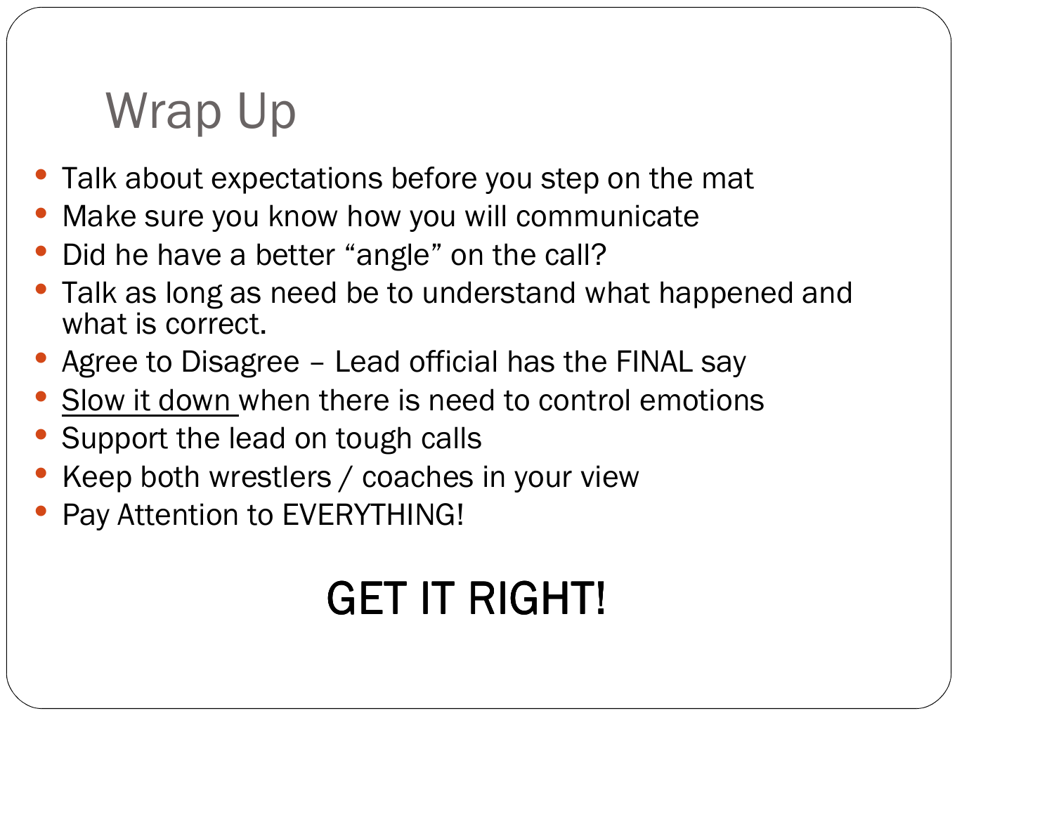# Wrap Up

- Talk about expectations before you step on the mat
- Make sure you know how you will communicate
- Did he have a better "angle" on the call?
- Talk as long as need be to understand what happened and what is correct.
- Agree to Disagree – Lead official has the FINAL say
- <u>Slow it down</u> when there is need to control emotions
- Support the lead on tough calls
- Keep both wrestlers / coaches in your view
- Pay Attention to EVERYTHING!

**GET IT RIGHT!**